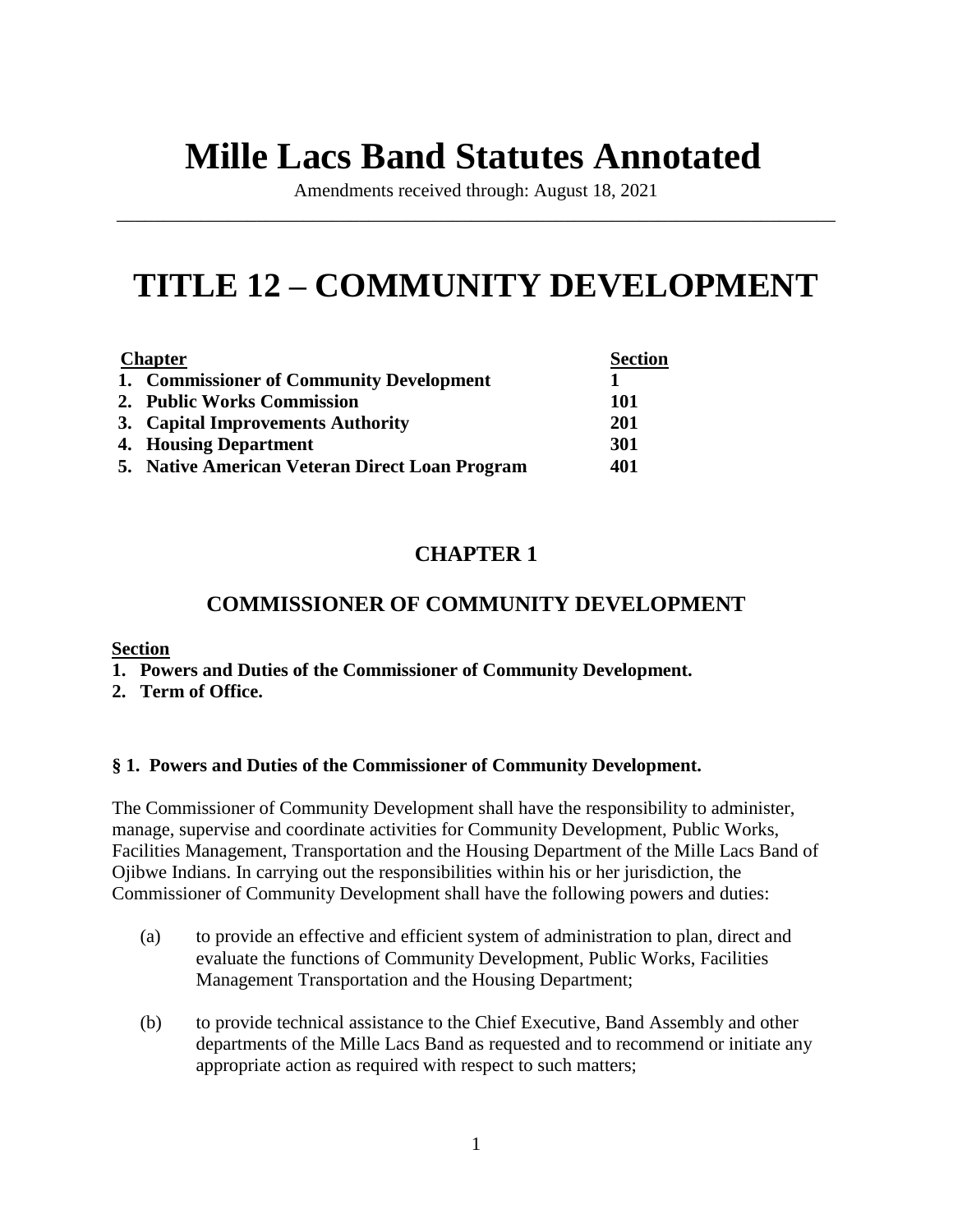# Mille Lacs Band Statutes Annotated

Amendments received through: August 18, 2021

---

# TITLE 12 – COMMUNITY DEVELOPMENT

| Chapter | Section |
|---|---|
| **1. Commissioner of Community Development** | **1** |
| **2. Public Works Commission** | **101** |
| **3. Capital Improvements Authority** | **201** |
| **4. Housing Department** | **301** |
| **5. Native American Veteran Direct Loan Program** | **401** |

## CHAPTER 1

## COMMISSIONER OF COMMUNITY DEVELOPMENT

**Section**

1. **Powers and Duties of the Commissioner of Community Development.**
2. **Term of Office.**

### § 1. Powers and Duties of the Commissioner of Community Development.

The Commissioner of Community Development shall have the responsibility to administer, manage, supervise and coordinate activities for Community Development, Public Works, Facilities Management, Transportation and the Housing Department of the Mille Lacs Band of Ojibwe Indians. In carrying out the responsibilities within his or her jurisdiction, the Commissioner of Community Development shall have the following powers and duties:

(a) to provide an effective and efficient system of administration to plan, direct and evaluate the functions of Community Development, Public Works, Facilities Management Transportation and the Housing Department;

(b) to provide technical assistance to the Chief Executive, Band Assembly and other departments of the Mille Lacs Band as requested and to recommend or initiate any appropriate action as required with respect to such matters;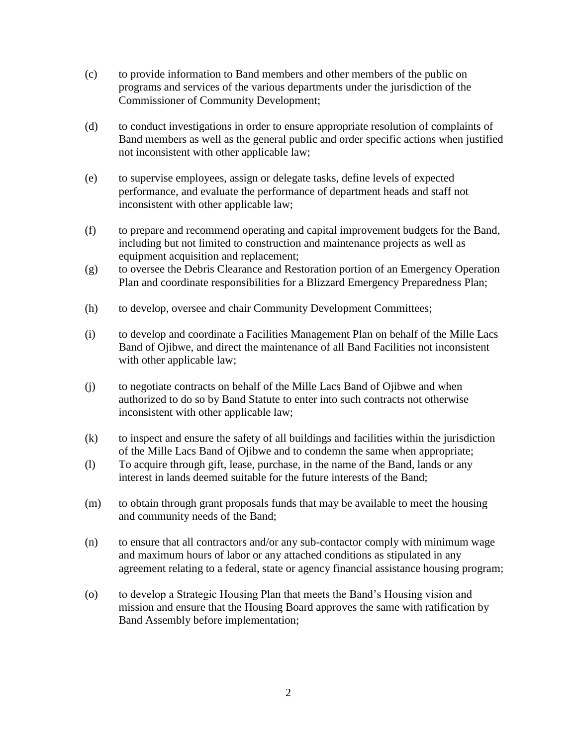(c) to provide information to Band members and other members of the public on programs and services of the various departments under the jurisdiction of the Commissioner of Community Development;

(d) to conduct investigations in order to ensure appropriate resolution of complaints of Band members as well as the general public and order specific actions when justified not inconsistent with other applicable law;

(e) to supervise employees, assign or delegate tasks, define levels of expected performance, and evaluate the performance of department heads and staff not inconsistent with other applicable law;

(f) to prepare and recommend operating and capital improvement budgets for the Band, including but not limited to construction and maintenance projects as well as equipment acquisition and replacement;

(g) to oversee the Debris Clearance and Restoration portion of an Emergency Operation Plan and coordinate responsibilities for a Blizzard Emergency Preparedness Plan;

(h) to develop, oversee and chair Community Development Committees;

(i) to develop and coordinate a Facilities Management Plan on behalf of the Mille Lacs Band of Ojibwe, and direct the maintenance of all Band Facilities not inconsistent with other applicable law;

(j) to negotiate contracts on behalf of the Mille Lacs Band of Ojibwe and when authorized to do so by Band Statute to enter into such contracts not otherwise inconsistent with other applicable law;

(k) to inspect and ensure the safety of all buildings and facilities within the jurisdiction of the Mille Lacs Band of Ojibwe and to condemn the same when appropriate;

(l) To acquire through gift, lease, purchase, in the name of the Band, lands or any interest in lands deemed suitable for the future interests of the Band;

(m) to obtain through grant proposals funds that may be available to meet the housing and community needs of the Band;

(n) to ensure that all contractors and/or any sub-contactor comply with minimum wage and maximum hours of labor or any attached conditions as stipulated in any agreement relating to a federal, state or agency financial assistance housing program;

(o) to develop a Strategic Housing Plan that meets the Band's Housing vision and mission and ensure that the Housing Board approves the same with ratification by Band Assembly before implementation;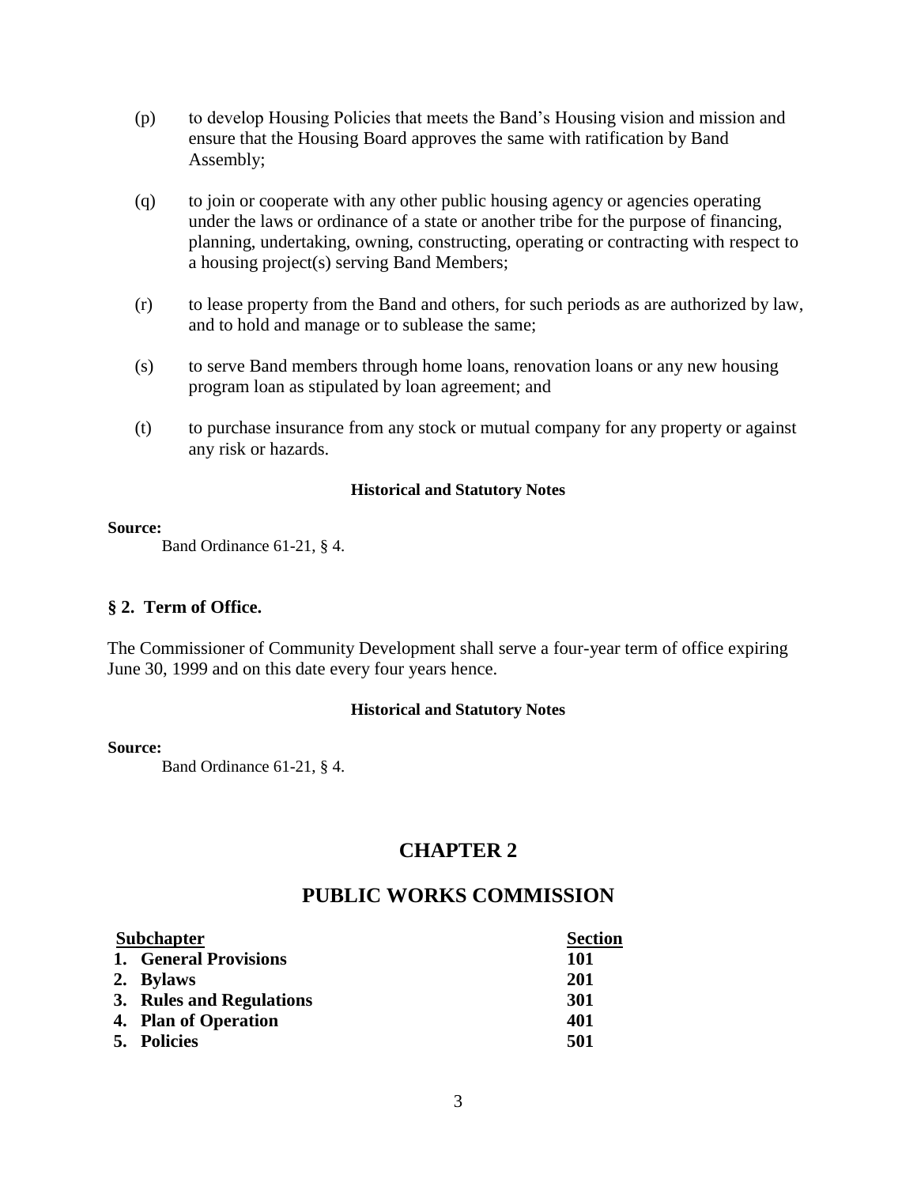(p) to develop Housing Policies that meets the Band's Housing vision and mission and ensure that the Housing Board approves the same with ratification by Band Assembly;

(q) to join or cooperate with any other public housing agency or agencies operating under the laws or ordinance of a state or another tribe for the purpose of financing, planning, undertaking, owning, constructing, operating or contracting with respect to a housing project(s) serving Band Members;

(r) to lease property from the Band and others, for such periods as are authorized by law, and to hold and manage or to sublease the same;

(s) to serve Band members through home loans, renovation loans or any new housing program loan as stipulated by loan agreement; and

(t) to purchase insurance from any stock or mutual company for any property or against any risk or hazards.

**Historical and Statutory Notes**

**Source:**

Band Ordinance 61-21, § 4.

### § 2. Term of Office.

The Commissioner of Community Development shall serve a four-year term of office expiring June 30, 1999 and on this date every four years hence.

**Historical and Statutory Notes**

**Source:**

Band Ordinance 61-21, § 4.

## CHAPTER 2

## PUBLIC WORKS COMMISSION

| Subchapter | Section |
|---|---|
| **1. General Provisions** | **101** |
| **2. Bylaws** | **201** |
| **3. Rules and Regulations** | **301** |
| **4. Plan of Operation** | **401** |
| **5. Policies** | **501** |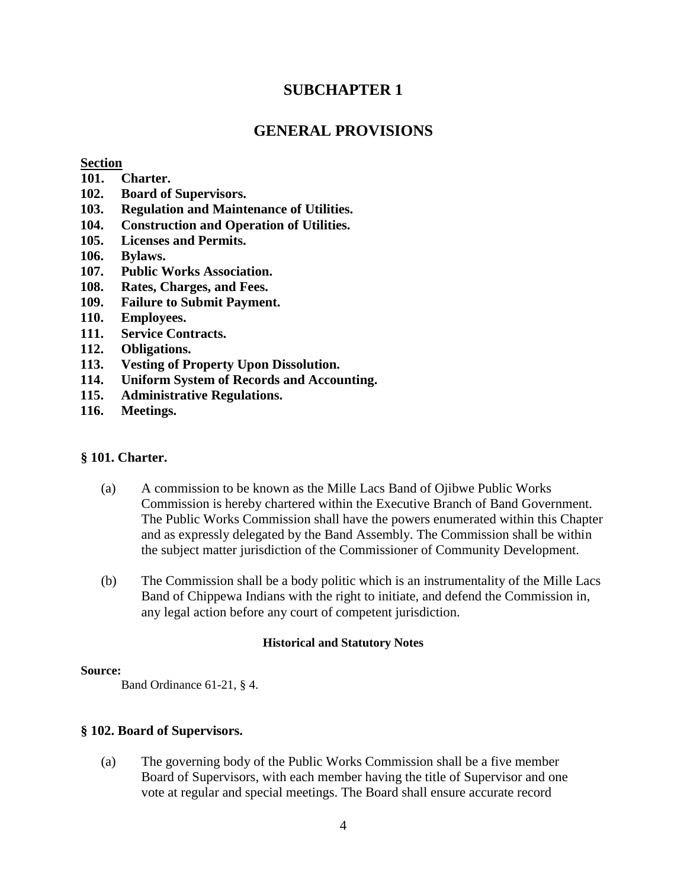# SUBCHAPTER 1

# GENERAL PROVISIONS

**Section**

**101. Charter.**
**102. Board of Supervisors.**
**103. Regulation and Maintenance of Utilities.**
**104. Construction and Operation of Utilities.**
**105. Licenses and Permits.**
**106. Bylaws.**
**107. Public Works Association.**
**108. Rates, Charges, and Fees.**
**109. Failure to Submit Payment.**
**110. Employees.**
**111. Service Contracts.**
**112. Obligations.**
**113. Vesting of Property Upon Dissolution.**
**114. Uniform System of Records and Accounting.**
**115. Administrative Regulations.**
**116. Meetings.**

### § 101. Charter.

(a) A commission to be known as the Mille Lacs Band of Ojibwe Public Works Commission is hereby chartered within the Executive Branch of Band Government. The Public Works Commission shall have the powers enumerated within this Chapter and as expressly delegated by the Band Assembly. The Commission shall be within the subject matter jurisdiction of the Commissioner of Community Development.

(b) The Commission shall be a body politic which is an instrumentality of the Mille Lacs Band of Chippewa Indians with the right to initiate, and defend the Commission in, any legal action before any court of competent jurisdiction.

**Historical and Statutory Notes**

**Source:**

Band Ordinance 61-21, § 4.

### § 102. Board of Supervisors.

(a) The governing body of the Public Works Commission shall be a five member Board of Supervisors, with each member having the title of Supervisor and one vote at regular and special meetings. The Board shall ensure accurate record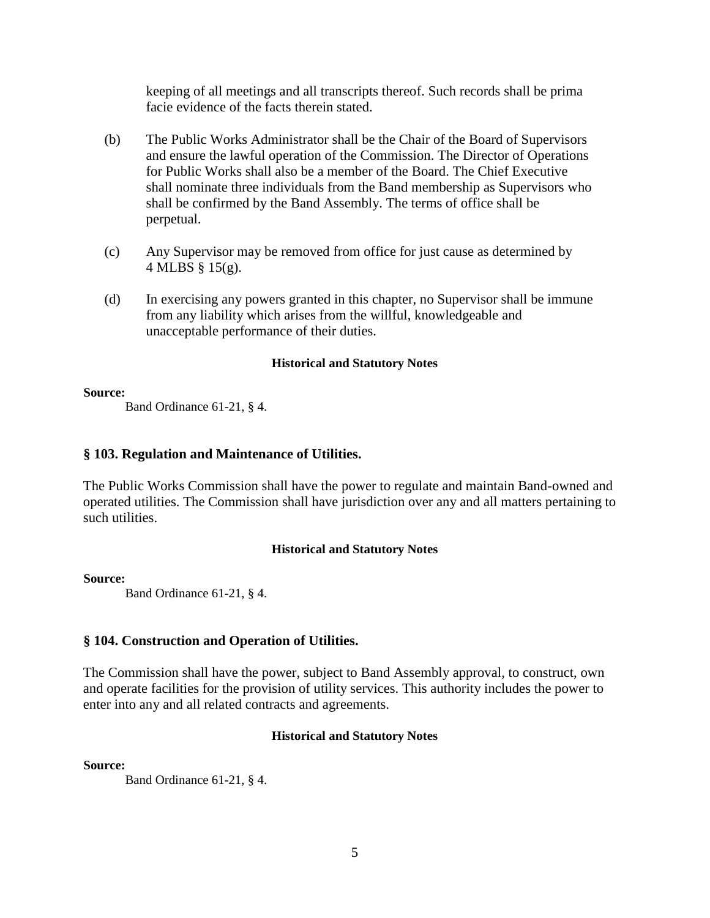keeping of all meetings and all transcripts thereof. Such records shall be prima facie evidence of the facts therein stated.

(b) The Public Works Administrator shall be the Chair of the Board of Supervisors and ensure the lawful operation of the Commission. The Director of Operations for Public Works shall also be a member of the Board. The Chief Executive shall nominate three individuals from the Band membership as Supervisors who shall be confirmed by the Band Assembly. The terms of office shall be perpetual.

(c) Any Supervisor may be removed from office for just cause as determined by 4 MLBS § 15(g).

(d) In exercising any powers granted in this chapter, no Supervisor shall be immune from any liability which arises from the willful, knowledgeable and unacceptable performance of their duties.

**Historical and Statutory Notes**

**Source:**

Band Ordinance 61-21, § 4.

### § 103. Regulation and Maintenance of Utilities.

The Public Works Commission shall have the power to regulate and maintain Band-owned and operated utilities. The Commission shall have jurisdiction over any and all matters pertaining to such utilities.

**Historical and Statutory Notes**

**Source:**

Band Ordinance 61-21, § 4.

### § 104. Construction and Operation of Utilities.

The Commission shall have the power, subject to Band Assembly approval, to construct, own and operate facilities for the provision of utility services. This authority includes the power to enter into any and all related contracts and agreements.

**Historical and Statutory Notes**

**Source:**

Band Ordinance 61-21, § 4.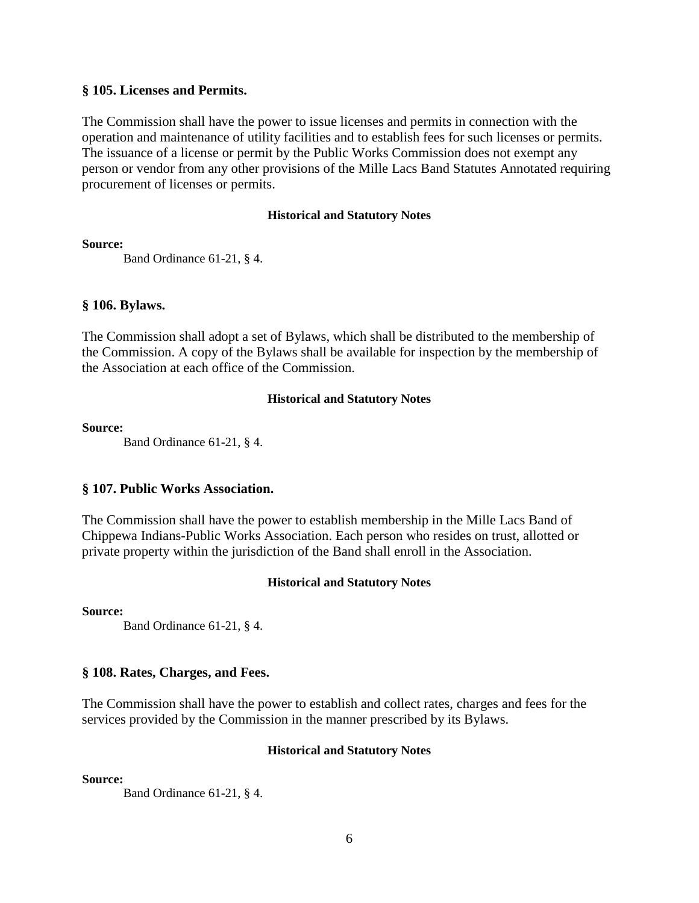## § 105. Licenses and Permits.

The Commission shall have the power to issue licenses and permits in connection with the operation and maintenance of utility facilities and to establish fees for such licenses or permits. The issuance of a license or permit by the Public Works Commission does not exempt any person or vendor from any other provisions of the Mille Lacs Band Statutes Annotated requiring procurement of licenses or permits.

**Historical and Statutory Notes**

**Source:**

Band Ordinance 61-21, § 4.

## § 106. Bylaws.

The Commission shall adopt a set of Bylaws, which shall be distributed to the membership of the Commission. A copy of the Bylaws shall be available for inspection by the membership of the Association at each office of the Commission.

**Historical and Statutory Notes**

**Source:**

Band Ordinance 61-21, § 4.

## § 107. Public Works Association.

The Commission shall have the power to establish membership in the Mille Lacs Band of Chippewa Indians-Public Works Association. Each person who resides on trust, allotted or private property within the jurisdiction of the Band shall enroll in the Association.

**Historical and Statutory Notes**

**Source:**

Band Ordinance 61-21, § 4.

## § 108. Rates, Charges, and Fees.

The Commission shall have the power to establish and collect rates, charges and fees for the services provided by the Commission in the manner prescribed by its Bylaws.

**Historical and Statutory Notes**

**Source:**

Band Ordinance 61-21, § 4.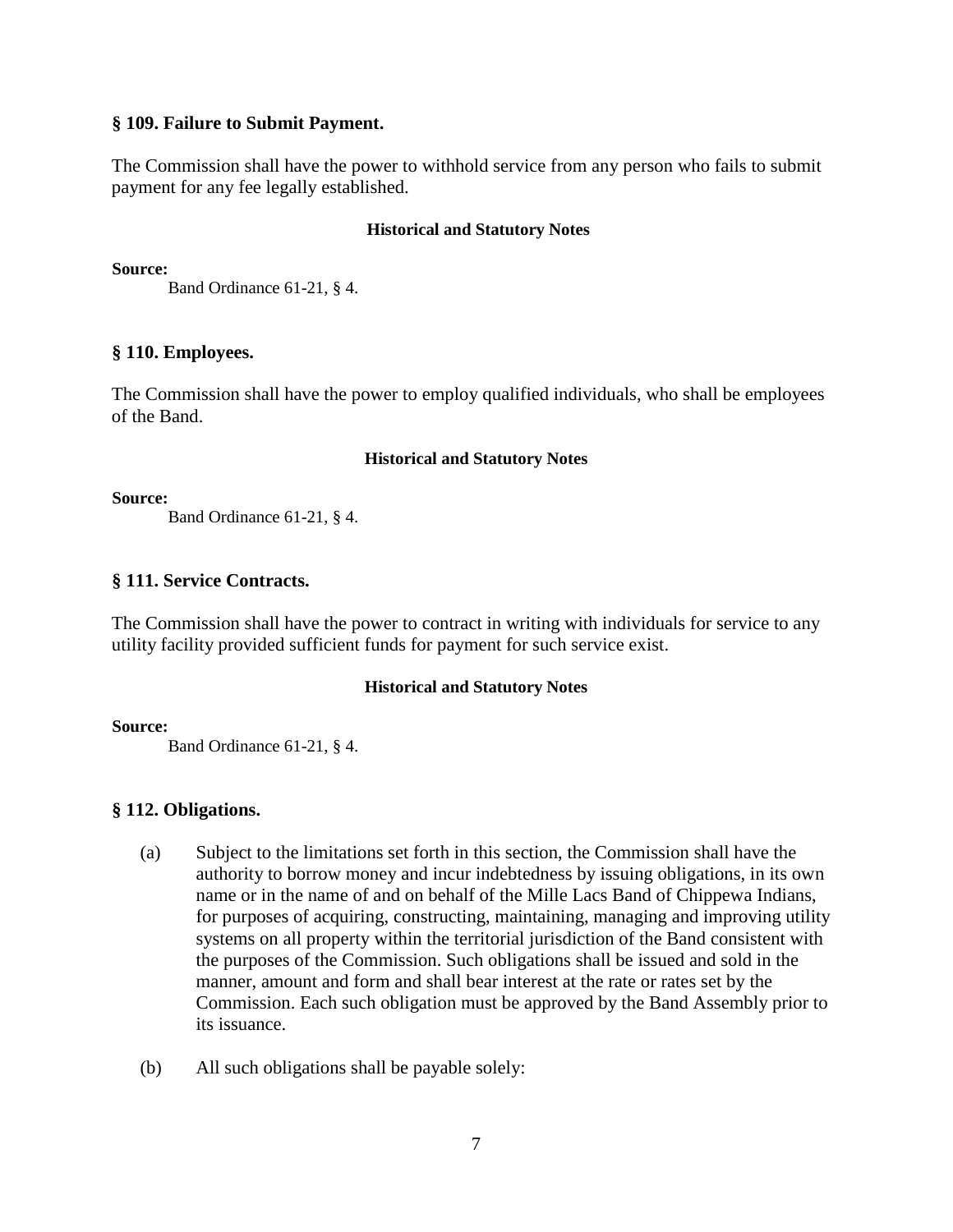### § 109. Failure to Submit Payment.

The Commission shall have the power to withhold service from any person who fails to submit payment for any fee legally established.

**Historical and Statutory Notes**

**Source:**
Band Ordinance 61-21, § 4.

### § 110. Employees.

The Commission shall have the power to employ qualified individuals, who shall be employees of the Band.

**Historical and Statutory Notes**

**Source:**
Band Ordinance 61-21, § 4.

### § 111. Service Contracts.

The Commission shall have the power to contract in writing with individuals for service to any utility facility provided sufficient funds for payment for such service exist.

**Historical and Statutory Notes**

**Source:**
Band Ordinance 61-21, § 4.

### § 112. Obligations.

(a) Subject to the limitations set forth in this section, the Commission shall have the authority to borrow money and incur indebtedness by issuing obligations, in its own name or in the name of and on behalf of the Mille Lacs Band of Chippewa Indians, for purposes of acquiring, constructing, maintaining, managing and improving utility systems on all property within the territorial jurisdiction of the Band consistent with the purposes of the Commission. Such obligations shall be issued and sold in the manner, amount and form and shall bear interest at the rate or rates set by the Commission. Each such obligation must be approved by the Band Assembly prior to its issuance.

(b) All such obligations shall be payable solely: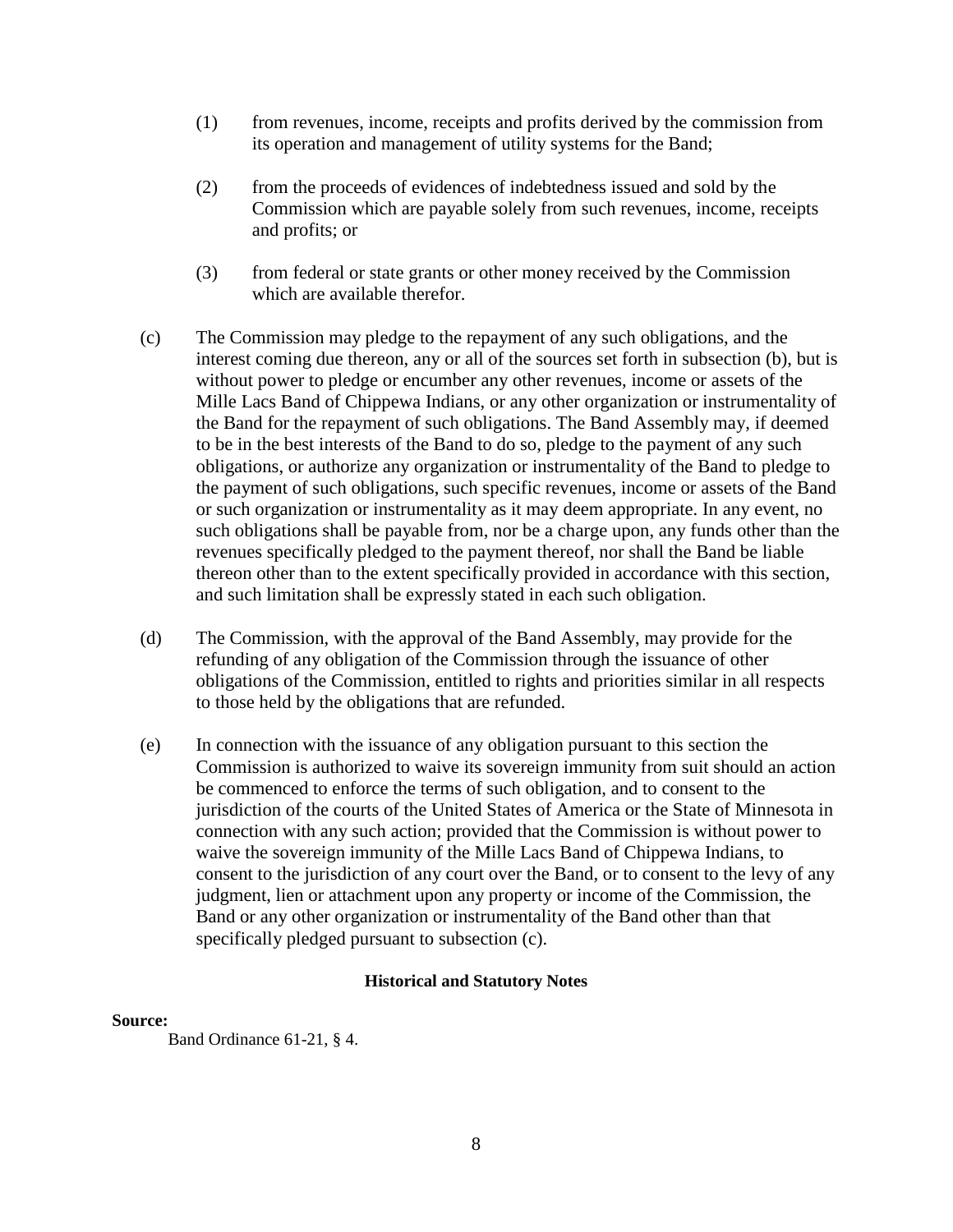(1) from revenues, income, receipts and profits derived by the commission from its operation and management of utility systems for the Band;

(2) from the proceeds of evidences of indebtedness issued and sold by the Commission which are payable solely from such revenues, income, receipts and profits; or

(3) from federal or state grants or other money received by the Commission which are available therefor.

(c) The Commission may pledge to the repayment of any such obligations, and the interest coming due thereon, any or all of the sources set forth in subsection (b), but is without power to pledge or encumber any other revenues, income or assets of the Mille Lacs Band of Chippewa Indians, or any other organization or instrumentality of the Band for the repayment of such obligations. The Band Assembly may, if deemed to be in the best interests of the Band to do so, pledge to the payment of any such obligations, or authorize any organization or instrumentality of the Band to pledge to the payment of such obligations, such specific revenues, income or assets of the Band or such organization or instrumentality as it may deem appropriate. In any event, no such obligations shall be payable from, nor be a charge upon, any funds other than the revenues specifically pledged to the payment thereof, nor shall the Band be liable thereon other than to the extent specifically provided in accordance with this section, and such limitation shall be expressly stated in each such obligation.

(d) The Commission, with the approval of the Band Assembly, may provide for the refunding of any obligation of the Commission through the issuance of other obligations of the Commission, entitled to rights and priorities similar in all respects to those held by the obligations that are refunded.

(e) In connection with the issuance of any obligation pursuant to this section the Commission is authorized to waive its sovereign immunity from suit should an action be commenced to enforce the terms of such obligation, and to consent to the jurisdiction of the courts of the United States of America or the State of Minnesota in connection with any such action; provided that the Commission is without power to waive the sovereign immunity of the Mille Lacs Band of Chippewa Indians, to consent to the jurisdiction of any court over the Band, or to consent to the levy of any judgment, lien or attachment upon any property or income of the Commission, the Band or any other organization or instrumentality of the Band other than that specifically pledged pursuant to subsection (c).

**Historical and Statutory Notes**

**Source:**

Band Ordinance 61-21, § 4.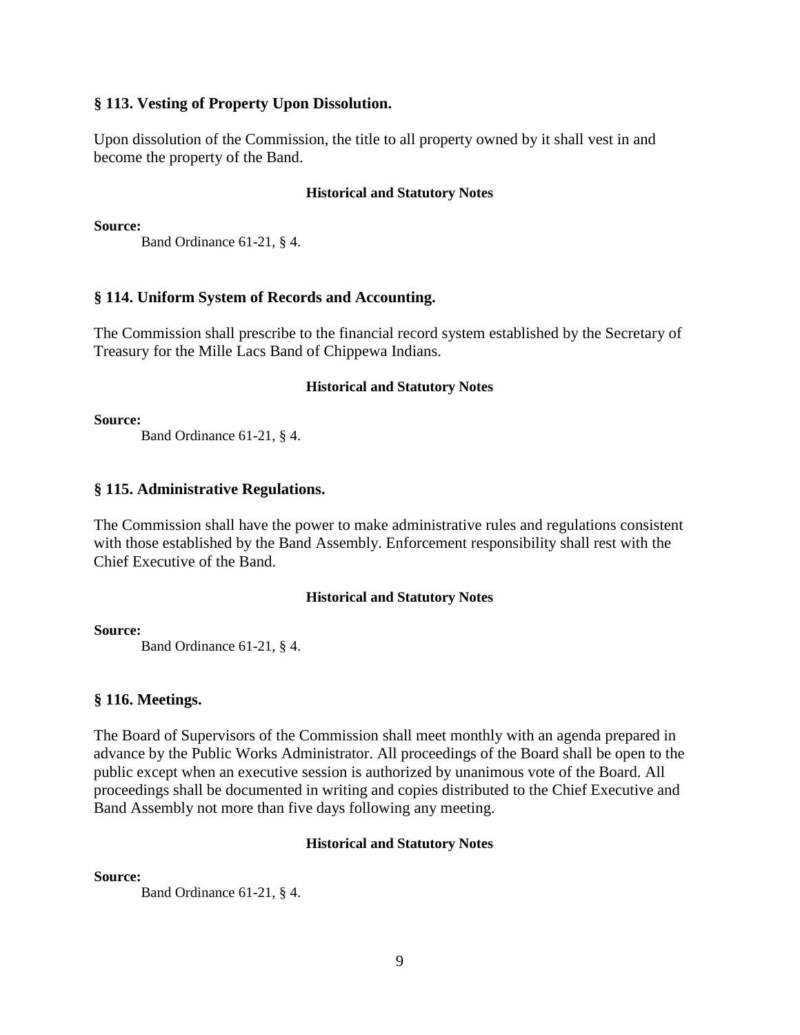### § 113. Vesting of Property Upon Dissolution.

Upon dissolution of the Commission, the title to all property owned by it shall vest in and become the property of the Band.

**Historical and Statutory Notes**

**Source:**

Band Ordinance 61-21, § 4.

### § 114. Uniform System of Records and Accounting.

The Commission shall prescribe to the financial record system established by the Secretary of Treasury for the Mille Lacs Band of Chippewa Indians.

**Historical and Statutory Notes**

**Source:**

Band Ordinance 61-21, § 4.

### § 115. Administrative Regulations.

The Commission shall have the power to make administrative rules and regulations consistent with those established by the Band Assembly. Enforcement responsibility shall rest with the Chief Executive of the Band.

**Historical and Statutory Notes**

**Source:**

Band Ordinance 61-21, § 4.

### § 116. Meetings.

The Board of Supervisors of the Commission shall meet monthly with an agenda prepared in advance by the Public Works Administrator. All proceedings of the Board shall be open to the public except when an executive session is authorized by unanimous vote of the Board. All proceedings shall be documented in writing and copies distributed to the Chief Executive and Band Assembly not more than five days following any meeting.

**Historical and Statutory Notes**

**Source:**

Band Ordinance 61-21, § 4.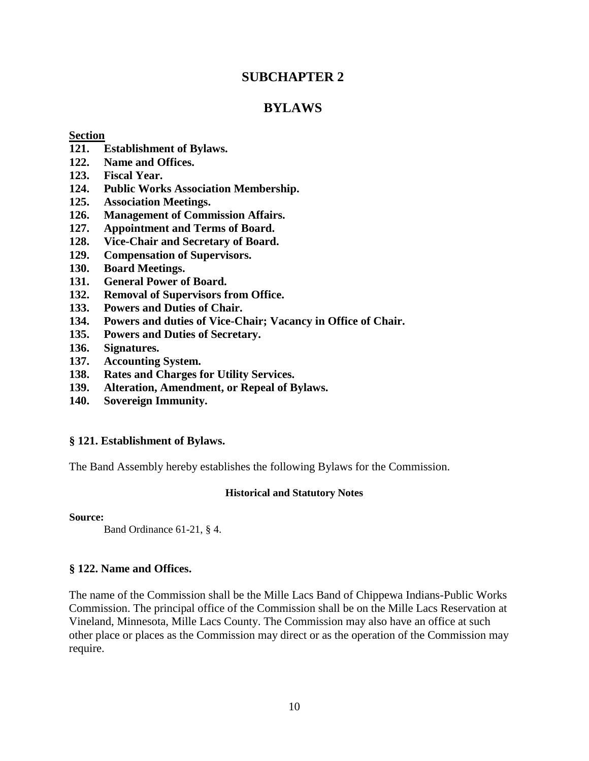# SUBCHAPTER 2

# BYLAWS

**Section**

**121. Establishment of Bylaws.**
**122. Name and Offices.**
**123. Fiscal Year.**
**124. Public Works Association Membership.**
**125. Association Meetings.**
**126. Management of Commission Affairs.**
**127. Appointment and Terms of Board.**
**128. Vice-Chair and Secretary of Board.**
**129. Compensation of Supervisors.**
**130. Board Meetings.**
**131. General Power of Board.**
**132. Removal of Supervisors from Office.**
**133. Powers and Duties of Chair.**
**134. Powers and duties of Vice-Chair; Vacancy in Office of Chair.**
**135. Powers and Duties of Secretary.**
**136. Signatures.**
**137. Accounting System.**
**138. Rates and Charges for Utility Services.**
**139. Alteration, Amendment, or Repeal of Bylaws.**
**140. Sovereign Immunity.**

### § 121. Establishment of Bylaws.

The Band Assembly hereby establishes the following Bylaws for the Commission.

#### Historical and Statutory Notes

**Source:**

Band Ordinance 61-21, § 4.

### § 122. Name and Offices.

The name of the Commission shall be the Mille Lacs Band of Chippewa Indians-Public Works Commission. The principal office of the Commission shall be on the Mille Lacs Reservation at Vineland, Minnesota, Mille Lacs County. The Commission may also have an office at such other place or places as the Commission may direct or as the operation of the Commission may require.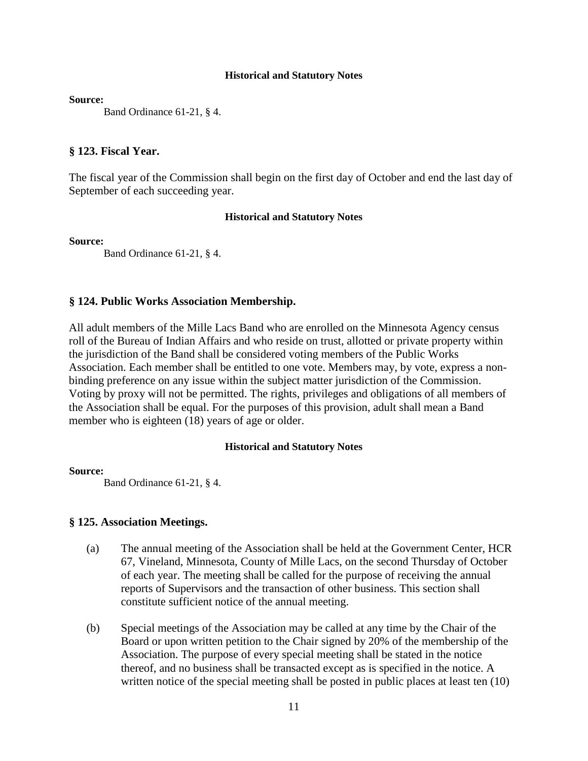#### Historical and Statutory Notes

**Source:**

Band Ordinance 61-21, § 4.

## § 123. Fiscal Year.

The fiscal year of the Commission shall begin on the first day of October and end the last day of September of each succeeding year.

#### Historical and Statutory Notes

**Source:**

Band Ordinance 61-21, § 4.

## § 124. Public Works Association Membership.

All adult members of the Mille Lacs Band who are enrolled on the Minnesota Agency census roll of the Bureau of Indian Affairs and who reside on trust, allotted or private property within the jurisdiction of the Band shall be considered voting members of the Public Works Association. Each member shall be entitled to one vote. Members may, by vote, express a non-binding preference on any issue within the subject matter jurisdiction of the Commission. Voting by proxy will not be permitted. The rights, privileges and obligations of all members of the Association shall be equal. For the purposes of this provision, adult shall mean a Band member who is eighteen (18) years of age or older.

#### Historical and Statutory Notes

**Source:**

Band Ordinance 61-21, § 4.

## § 125. Association Meetings.

(a) The annual meeting of the Association shall be held at the Government Center, HCR 67, Vineland, Minnesota, County of Mille Lacs, on the second Thursday of October of each year. The meeting shall be called for the purpose of receiving the annual reports of Supervisors and the transaction of other business. This section shall constitute sufficient notice of the annual meeting.

(b) Special meetings of the Association may be called at any time by the Chair of the Board or upon written petition to the Chair signed by 20% of the membership of the Association. The purpose of every special meeting shall be stated in the notice thereof, and no business shall be transacted except as is specified in the notice. A written notice of the special meeting shall be posted in public places at least ten (10)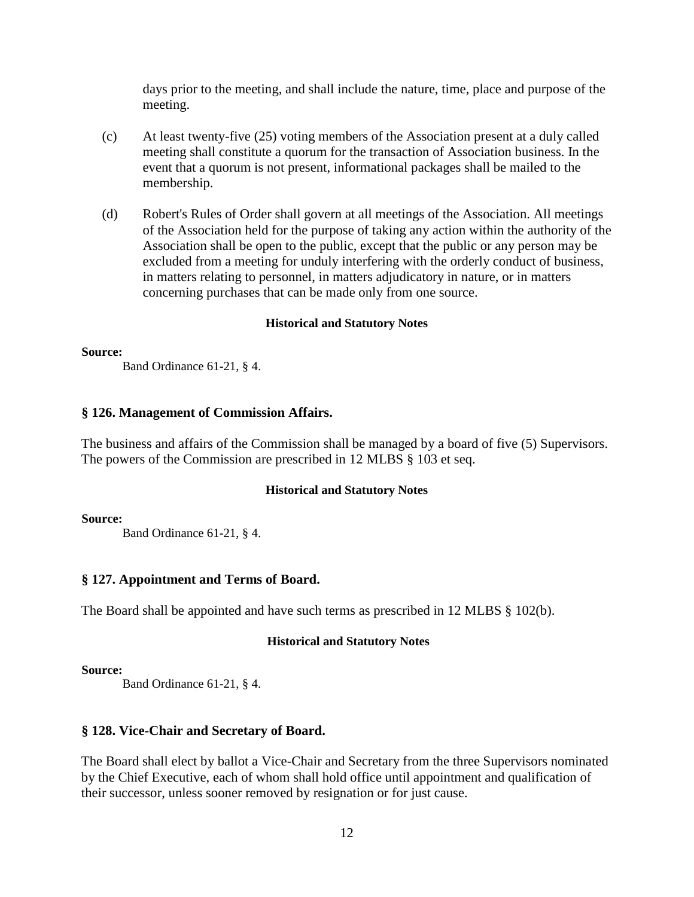days prior to the meeting, and shall include the nature, time, place and purpose of the meeting.

(c) At least twenty-five (25) voting members of the Association present at a duly called meeting shall constitute a quorum for the transaction of Association business. In the event that a quorum is not present, informational packages shall be mailed to the membership.

(d) Robert's Rules of Order shall govern at all meetings of the Association. All meetings of the Association held for the purpose of taking any action within the authority of the Association shall be open to the public, except that the public or any person may be excluded from a meeting for unduly interfering with the orderly conduct of business, in matters relating to personnel, in matters adjudicatory in nature, or in matters concerning purchases that can be made only from one source.

**Historical and Statutory Notes**

**Source:**
Band Ordinance 61-21, § 4.

### § 126. Management of Commission Affairs.

The business and affairs of the Commission shall be managed by a board of five (5) Supervisors. The powers of the Commission are prescribed in 12 MLBS § 103 et seq.

**Historical and Statutory Notes**

**Source:**
Band Ordinance 61-21, § 4.

### § 127. Appointment and Terms of Board.

The Board shall be appointed and have such terms as prescribed in 12 MLBS § 102(b).

**Historical and Statutory Notes**

**Source:**
Band Ordinance 61-21, § 4.

### § 128. Vice-Chair and Secretary of Board.

The Board shall elect by ballot a Vice-Chair and Secretary from the three Supervisors nominated by the Chief Executive, each of whom shall hold office until appointment and qualification of their successor, unless sooner removed by resignation or for just cause.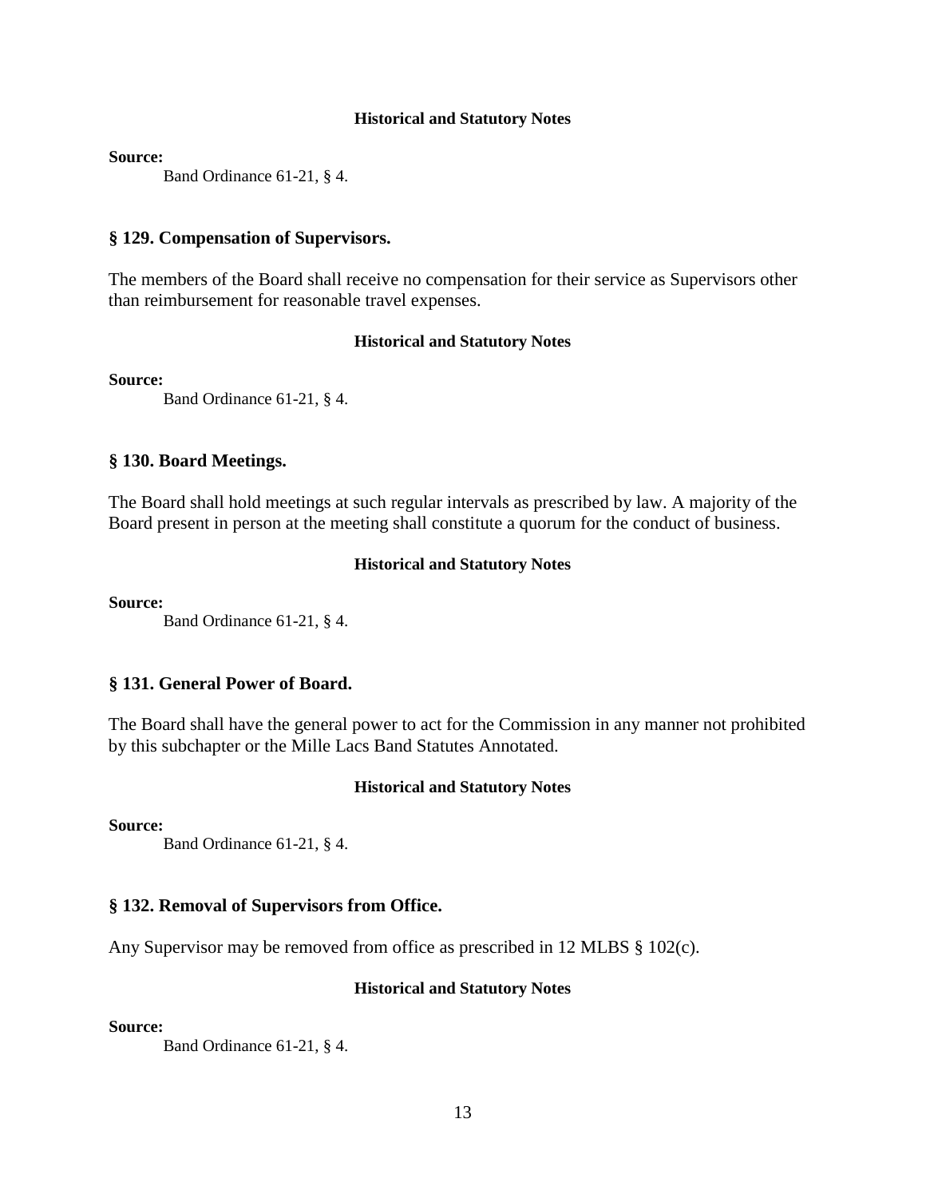#### Historical and Statutory Notes

**Source:**

Band Ordinance 61-21, § 4.

### § 129. Compensation of Supervisors.

The members of the Board shall receive no compensation for their service as Supervisors other than reimbursement for reasonable travel expenses.

#### Historical and Statutory Notes

**Source:**

Band Ordinance 61-21, § 4.

### § 130. Board Meetings.

The Board shall hold meetings at such regular intervals as prescribed by law. A majority of the Board present in person at the meeting shall constitute a quorum for the conduct of business.

#### Historical and Statutory Notes

**Source:**

Band Ordinance 61-21, § 4.

### § 131. General Power of Board.

The Board shall have the general power to act for the Commission in any manner not prohibited by this subchapter or the Mille Lacs Band Statutes Annotated.

#### Historical and Statutory Notes

**Source:**

Band Ordinance 61-21, § 4.

### § 132. Removal of Supervisors from Office.

Any Supervisor may be removed from office as prescribed in 12 MLBS § 102(c).

#### Historical and Statutory Notes

**Source:**

Band Ordinance 61-21, § 4.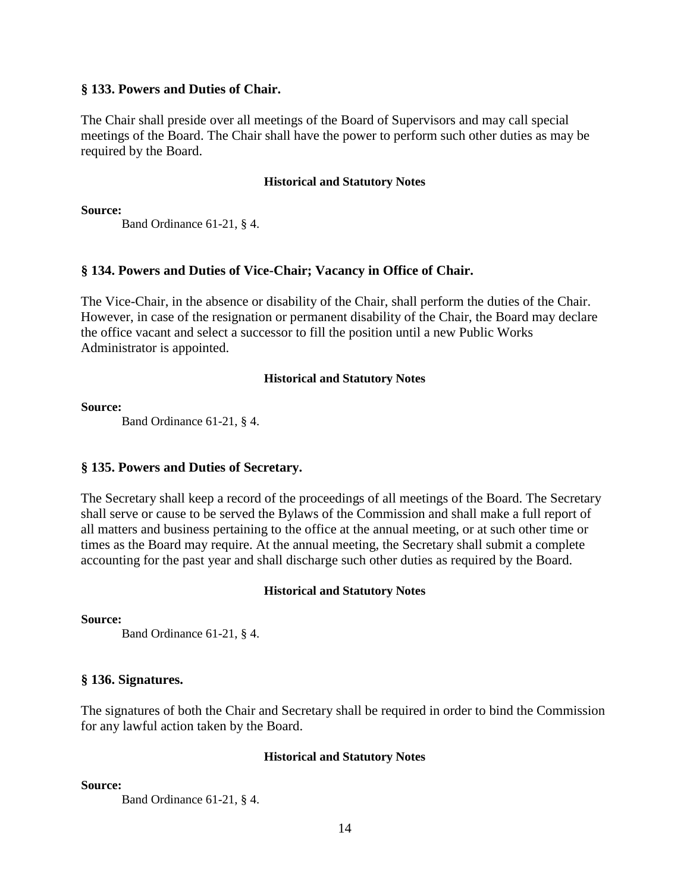### § 133. Powers and Duties of Chair.

The Chair shall preside over all meetings of the Board of Supervisors and may call special meetings of the Board. The Chair shall have the power to perform such other duties as may be required by the Board.

**Historical and Statutory Notes**

**Source:**

Band Ordinance 61-21, § 4.

### § 134. Powers and Duties of Vice-Chair; Vacancy in Office of Chair.

The Vice-Chair, in the absence or disability of the Chair, shall perform the duties of the Chair. However, in case of the resignation or permanent disability of the Chair, the Board may declare the office vacant and select a successor to fill the position until a new Public Works Administrator is appointed.

**Historical and Statutory Notes**

**Source:**

Band Ordinance 61-21, § 4.

### § 135. Powers and Duties of Secretary.

The Secretary shall keep a record of the proceedings of all meetings of the Board. The Secretary shall serve or cause to be served the Bylaws of the Commission and shall make a full report of all matters and business pertaining to the office at the annual meeting, or at such other time or times as the Board may require. At the annual meeting, the Secretary shall submit a complete accounting for the past year and shall discharge such other duties as required by the Board.

**Historical and Statutory Notes**

**Source:**

Band Ordinance 61-21, § 4.

### § 136. Signatures.

The signatures of both the Chair and Secretary shall be required in order to bind the Commission for any lawful action taken by the Board.

**Historical and Statutory Notes**

**Source:**

Band Ordinance 61-21, § 4.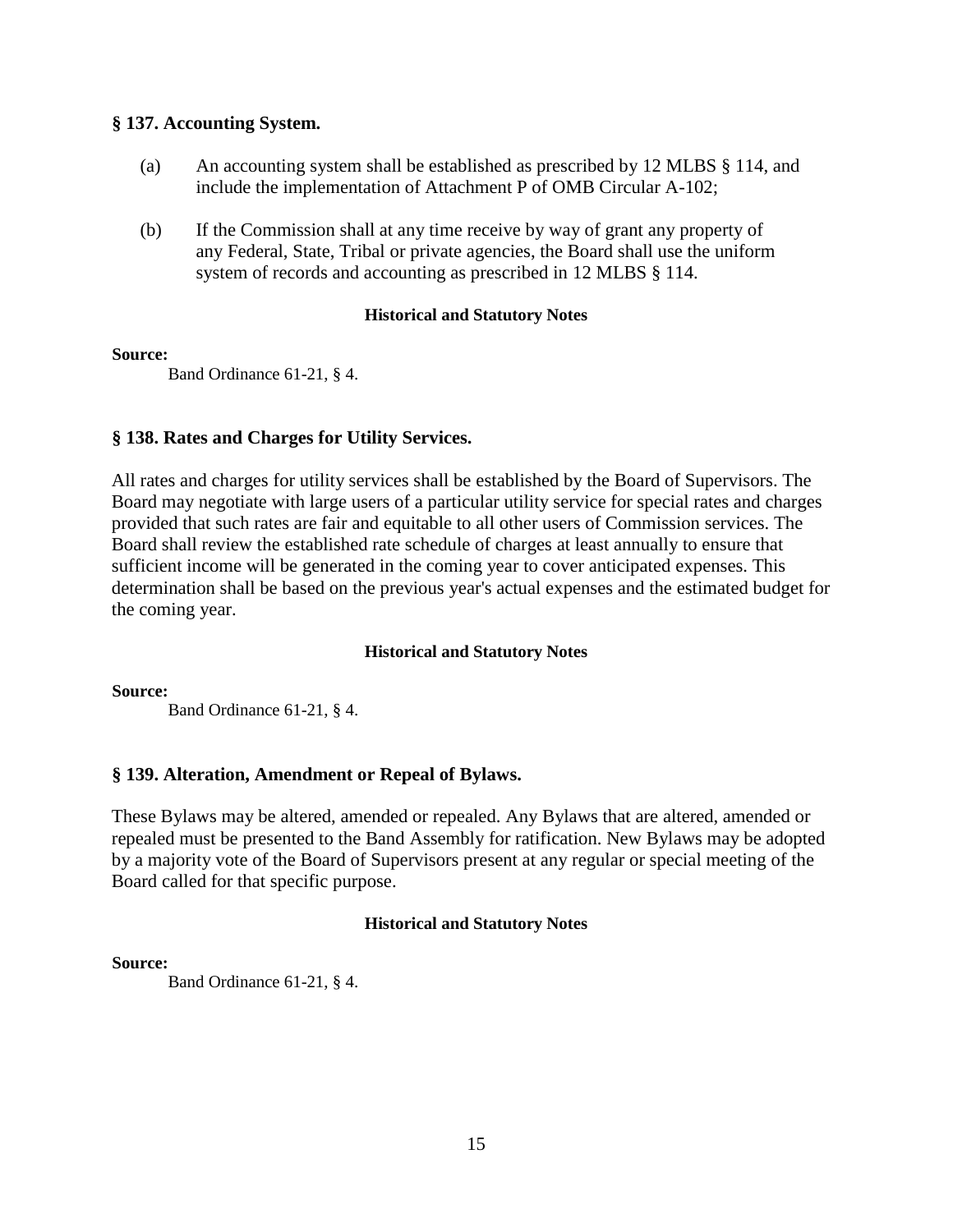### § 137. Accounting System.

(a) An accounting system shall be established as prescribed by 12 MLBS § 114, and include the implementation of Attachment P of OMB Circular A-102;

(b) If the Commission shall at any time receive by way of grant any property of any Federal, State, Tribal or private agencies, the Board shall use the uniform system of records and accounting as prescribed in 12 MLBS § 114.

**Historical and Statutory Notes**

**Source:**

Band Ordinance 61-21, § 4.

### § 138. Rates and Charges for Utility Services.

All rates and charges for utility services shall be established by the Board of Supervisors. The Board may negotiate with large users of a particular utility service for special rates and charges provided that such rates are fair and equitable to all other users of Commission services. The Board shall review the established rate schedule of charges at least annually to ensure that sufficient income will be generated in the coming year to cover anticipated expenses. This determination shall be based on the previous year's actual expenses and the estimated budget for the coming year.

**Historical and Statutory Notes**

**Source:**

Band Ordinance 61-21, § 4.

### § 139. Alteration, Amendment or Repeal of Bylaws.

These Bylaws may be altered, amended or repealed. Any Bylaws that are altered, amended or repealed must be presented to the Band Assembly for ratification. New Bylaws may be adopted by a majority vote of the Board of Supervisors present at any regular or special meeting of the Board called for that specific purpose.

**Historical and Statutory Notes**

**Source:**

Band Ordinance 61-21, § 4.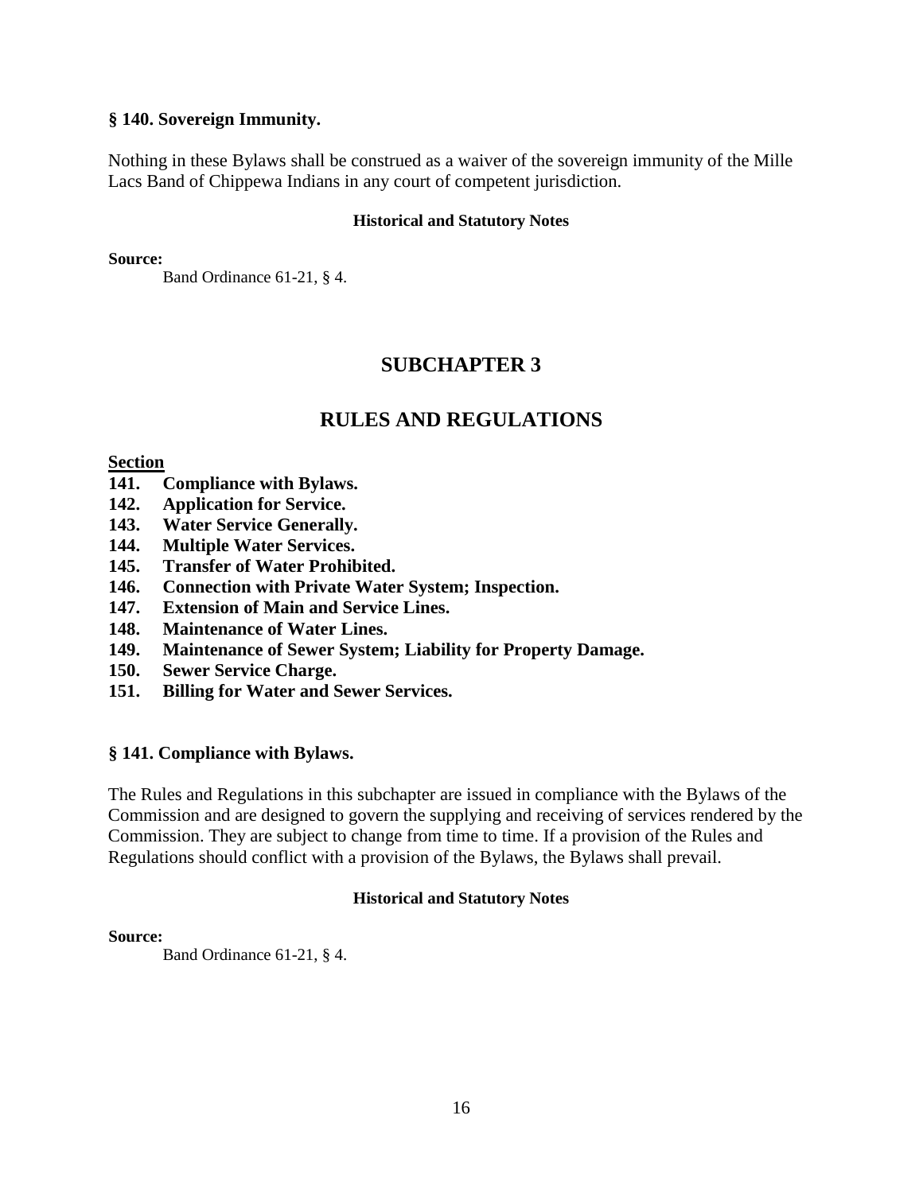### § 140. Sovereign Immunity.

Nothing in these Bylaws shall be construed as a waiver of the sovereign immunity of the Mille Lacs Band of Chippewa Indians in any court of competent jurisdiction.

**Historical and Statutory Notes**

**Source:**

Band Ordinance 61-21, § 4.

## SUBCHAPTER 3

## RULES AND REGULATIONS

**Section**

**141. Compliance with Bylaws.**
**142. Application for Service.**
**143. Water Service Generally.**
**144. Multiple Water Services.**
**145. Transfer of Water Prohibited.**
**146. Connection with Private Water System; Inspection.**
**147. Extension of Main and Service Lines.**
**148. Maintenance of Water Lines.**
**149. Maintenance of Sewer System; Liability for Property Damage.**
**150. Sewer Service Charge.**
**151. Billing for Water and Sewer Services.**

### § 141. Compliance with Bylaws.

The Rules and Regulations in this subchapter are issued in compliance with the Bylaws of the Commission and are designed to govern the supplying and receiving of services rendered by the Commission. They are subject to change from time to time. If a provision of the Rules and Regulations should conflict with a provision of the Bylaws, the Bylaws shall prevail.

**Historical and Statutory Notes**

**Source:**

Band Ordinance 61-21, § 4.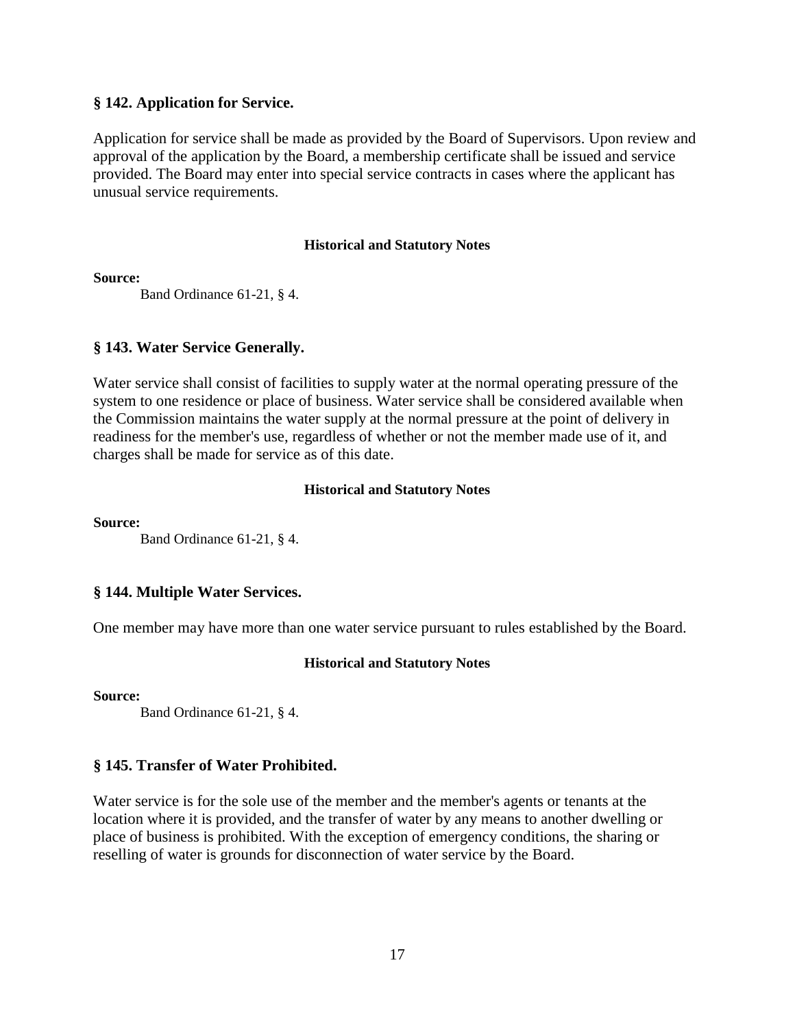### § 142. Application for Service.

Application for service shall be made as provided by the Board of Supervisors. Upon review and approval of the application by the Board, a membership certificate shall be issued and service provided. The Board may enter into special service contracts in cases where the applicant has unusual service requirements.

**Historical and Statutory Notes**

**Source:**

Band Ordinance 61-21, § 4.

### § 143. Water Service Generally.

Water service shall consist of facilities to supply water at the normal operating pressure of the system to one residence or place of business. Water service shall be considered available when the Commission maintains the water supply at the normal pressure at the point of delivery in readiness for the member's use, regardless of whether or not the member made use of it, and charges shall be made for service as of this date.

**Historical and Statutory Notes**

**Source:**

Band Ordinance 61-21, § 4.

### § 144. Multiple Water Services.

One member may have more than one water service pursuant to rules established by the Board.

**Historical and Statutory Notes**

**Source:**

Band Ordinance 61-21, § 4.

### § 145. Transfer of Water Prohibited.

Water service is for the sole use of the member and the member's agents or tenants at the location where it is provided, and the transfer of water by any means to another dwelling or place of business is prohibited. With the exception of emergency conditions, the sharing or reselling of water is grounds for disconnection of water service by the Board.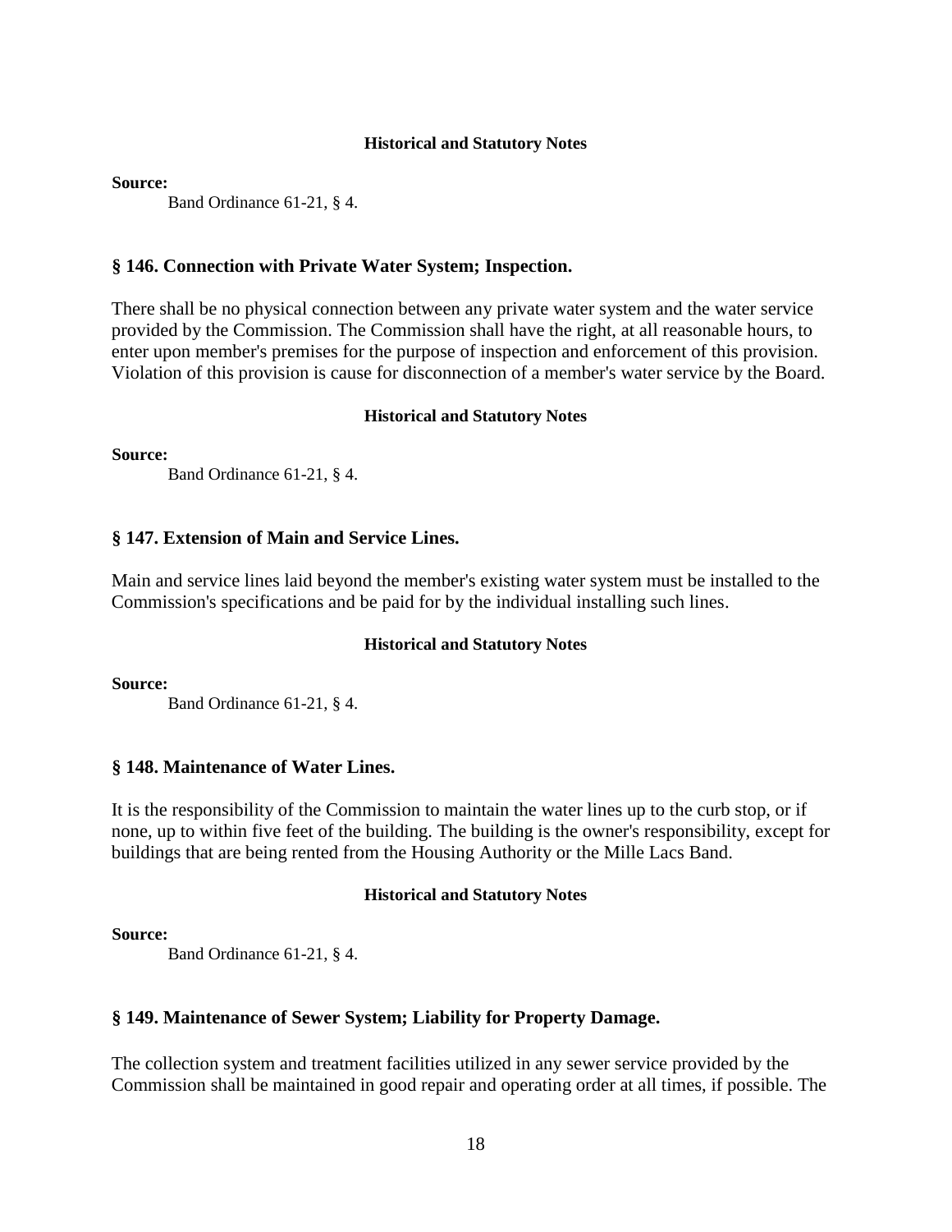#### Historical and Statutory Notes

**Source:**

Band Ordinance 61-21, § 4.

### § 146. Connection with Private Water System; Inspection.

There shall be no physical connection between any private water system and the water service provided by the Commission. The Commission shall have the right, at all reasonable hours, to enter upon member's premises for the purpose of inspection and enforcement of this provision. Violation of this provision is cause for disconnection of a member's water service by the Board.

#### Historical and Statutory Notes

**Source:**

Band Ordinance 61-21, § 4.

### § 147. Extension of Main and Service Lines.

Main and service lines laid beyond the member's existing water system must be installed to the Commission's specifications and be paid for by the individual installing such lines.

#### Historical and Statutory Notes

**Source:**

Band Ordinance 61-21, § 4.

### § 148. Maintenance of Water Lines.

It is the responsibility of the Commission to maintain the water lines up to the curb stop, or if none, up to within five feet of the building. The building is the owner's responsibility, except for buildings that are being rented from the Housing Authority or the Mille Lacs Band.

#### Historical and Statutory Notes

**Source:**

Band Ordinance 61-21, § 4.

### § 149. Maintenance of Sewer System; Liability for Property Damage.

The collection system and treatment facilities utilized in any sewer service provided by the Commission shall be maintained in good repair and operating order at all times, if possible. The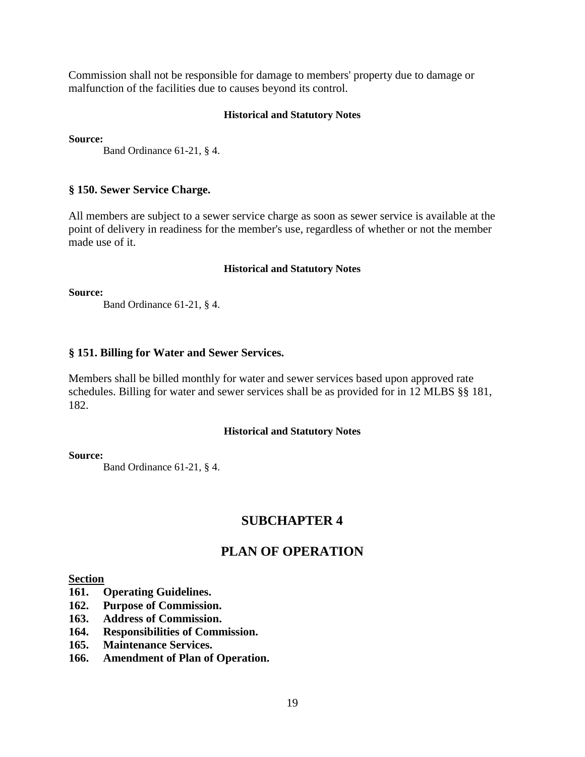Commission shall not be responsible for damage to members' property due to damage or malfunction of the facilities due to causes beyond its control.

**Historical and Statutory Notes**

**Source:**

Band Ordinance 61-21, § 4.

### § 150. Sewer Service Charge.

All members are subject to a sewer service charge as soon as sewer service is available at the point of delivery in readiness for the member's use, regardless of whether or not the member made use of it.

**Historical and Statutory Notes**

**Source:**

Band Ordinance 61-21, § 4.

### § 151. Billing for Water and Sewer Services.

Members shall be billed monthly for water and sewer services based upon approved rate schedules. Billing for water and sewer services shall be as provided for in 12 MLBS §§ 181, 182.

**Historical and Statutory Notes**

**Source:**

Band Ordinance 61-21, § 4.

## SUBCHAPTER 4

## PLAN OF OPERATION

**Section**

**161. Operating Guidelines.**
**162. Purpose of Commission.**
**163. Address of Commission.**
**164. Responsibilities of Commission.**
**165. Maintenance Services.**
**166. Amendment of Plan of Operation.**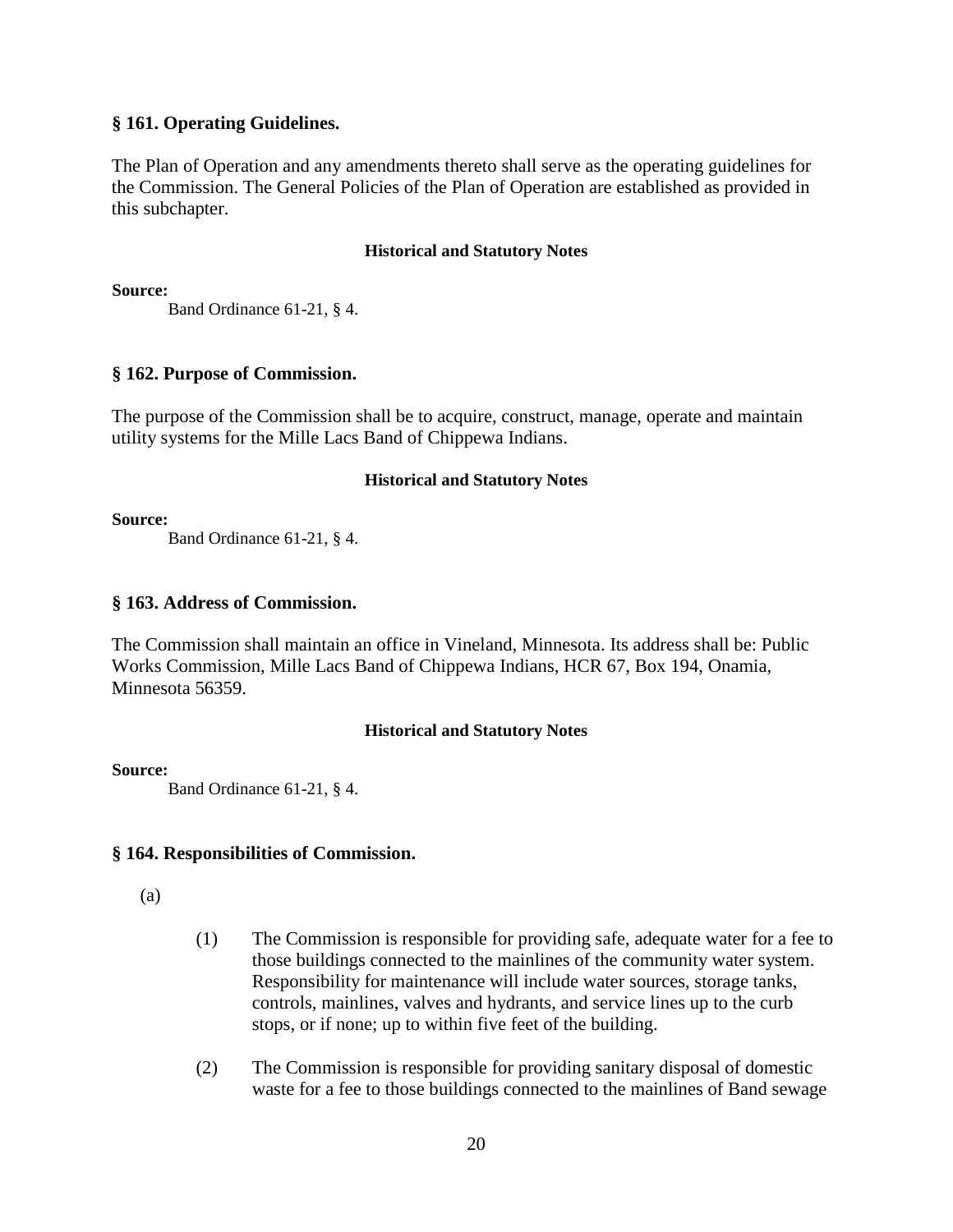### § 161. Operating Guidelines.

The Plan of Operation and any amendments thereto shall serve as the operating guidelines for the Commission. The General Policies of the Plan of Operation are established as provided in this subchapter.

**Historical and Statutory Notes**

**Source:**

Band Ordinance 61-21, § 4.

### § 162. Purpose of Commission.

The purpose of the Commission shall be to acquire, construct, manage, operate and maintain utility systems for the Mille Lacs Band of Chippewa Indians.

**Historical and Statutory Notes**

**Source:**

Band Ordinance 61-21, § 4.

### § 163. Address of Commission.

The Commission shall maintain an office in Vineland, Minnesota. Its address shall be: Public Works Commission, Mille Lacs Band of Chippewa Indians, HCR 67, Box 194, Onamia, Minnesota 56359.

**Historical and Statutory Notes**

**Source:**

Band Ordinance 61-21, § 4.

### § 164. Responsibilities of Commission.

(a)

(1) The Commission is responsible for providing safe, adequate water for a fee to those buildings connected to the mainlines of the community water system. Responsibility for maintenance will include water sources, storage tanks, controls, mainlines, valves and hydrants, and service lines up to the curb stops, or if none; up to within five feet of the building.

(2) The Commission is responsible for providing sanitary disposal of domestic waste for a fee to those buildings connected to the mainlines of Band sewage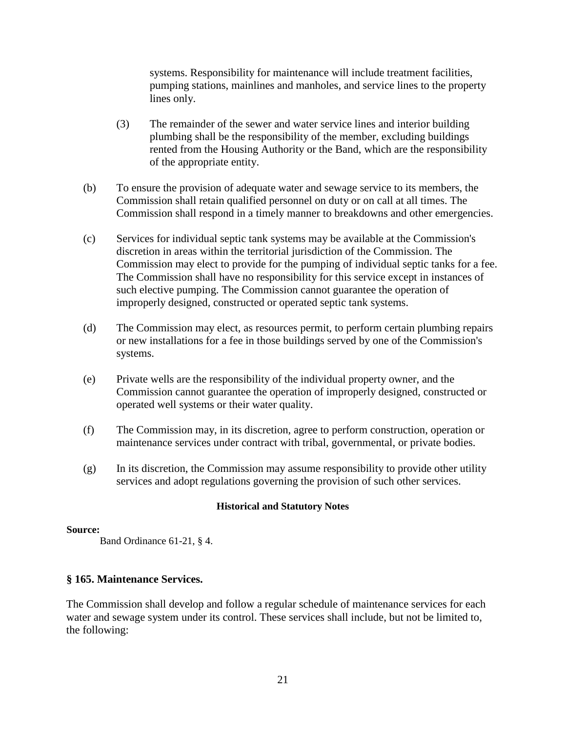systems. Responsibility for maintenance will include treatment facilities, pumping stations, mainlines and manholes, and service lines to the property lines only.

(3) The remainder of the sewer and water service lines and interior building plumbing shall be the responsibility of the member, excluding buildings rented from the Housing Authority or the Band, which are the responsibility of the appropriate entity.

(b) To ensure the provision of adequate water and sewage service to its members, the Commission shall retain qualified personnel on duty or on call at all times. The Commission shall respond in a timely manner to breakdowns and other emergencies.

(c) Services for individual septic tank systems may be available at the Commission's discretion in areas within the territorial jurisdiction of the Commission. The Commission may elect to provide for the pumping of individual septic tanks for a fee. The Commission shall have no responsibility for this service except in instances of such elective pumping. The Commission cannot guarantee the operation of improperly designed, constructed or operated septic tank systems.

(d) The Commission may elect, as resources permit, to perform certain plumbing repairs or new installations for a fee in those buildings served by one of the Commission's systems.

(e) Private wells are the responsibility of the individual property owner, and the Commission cannot guarantee the operation of improperly designed, constructed or operated well systems or their water quality.

(f) The Commission may, in its discretion, agree to perform construction, operation or maintenance services under contract with tribal, governmental, or private bodies.

(g) In its discretion, the Commission may assume responsibility to provide other utility services and adopt regulations governing the provision of such other services.

**Historical and Statutory Notes**

**Source:**

Band Ordinance 61-21, § 4.

### § 165. Maintenance Services.

The Commission shall develop and follow a regular schedule of maintenance services for each water and sewage system under its control. These services shall include, but not be limited to, the following: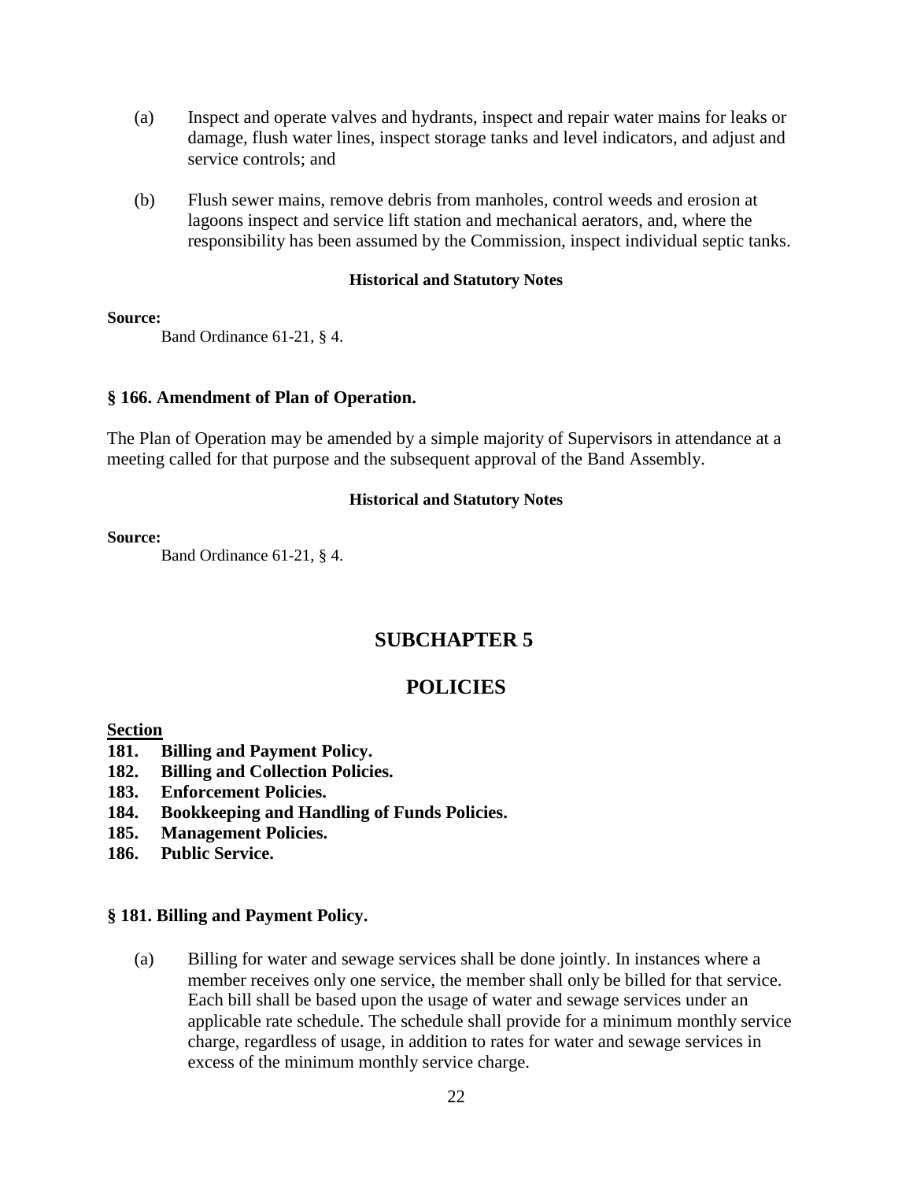(a) Inspect and operate valves and hydrants, inspect and repair water mains for leaks or damage, flush water lines, inspect storage tanks and level indicators, and adjust and service controls; and

(b) Flush sewer mains, remove debris from manholes, control weeds and erosion at lagoons inspect and service lift station and mechanical aerators, and, where the responsibility has been assumed by the Commission, inspect individual septic tanks.

**Historical and Statutory Notes**

**Source:**

Band Ordinance 61-21, § 4.

### § 166. Amendment of Plan of Operation.

The Plan of Operation may be amended by a simple majority of Supervisors in attendance at a meeting called for that purpose and the subsequent approval of the Band Assembly.

**Historical and Statutory Notes**

**Source:**

Band Ordinance 61-21, § 4.

## SUBCHAPTER 5

## POLICIES

**Section**

**181. Billing and Payment Policy.**
**182. Billing and Collection Policies.**
**183. Enforcement Policies.**
**184. Bookkeeping and Handling of Funds Policies.**
**185. Management Policies.**
**186. Public Service.**

### § 181. Billing and Payment Policy.

(a) Billing for water and sewage services shall be done jointly. In instances where a member receives only one service, the member shall only be billed for that service. Each bill shall be based upon the usage of water and sewage services under an applicable rate schedule. The schedule shall provide for a minimum monthly service charge, regardless of usage, in addition to rates for water and sewage services in excess of the minimum monthly service charge.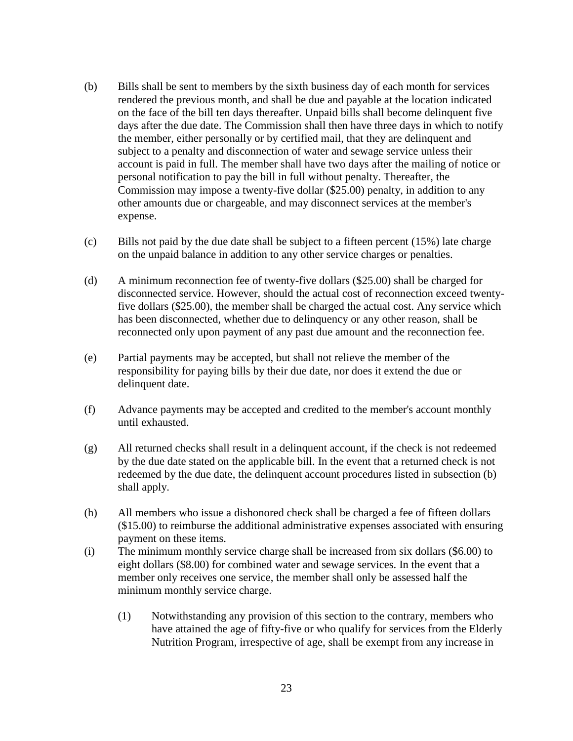(b) Bills shall be sent to members by the sixth business day of each month for services rendered the previous month, and shall be due and payable at the location indicated on the face of the bill ten days thereafter. Unpaid bills shall become delinquent five days after the due date. The Commission shall then have three days in which to notify the member, either personally or by certified mail, that they are delinquent and subject to a penalty and disconnection of water and sewage service unless their account is paid in full. The member shall have two days after the mailing of notice or personal notification to pay the bill in full without penalty. Thereafter, the Commission may impose a twenty-five dollar ($25.00) penalty, in addition to any other amounts due or chargeable, and may disconnect services at the member's expense.

(c) Bills not paid by the due date shall be subject to a fifteen percent (15%) late charge on the unpaid balance in addition to any other service charges or penalties.

(d) A minimum reconnection fee of twenty-five dollars ($25.00) shall be charged for disconnected service. However, should the actual cost of reconnection exceed twenty-five dollars ($25.00), the member shall be charged the actual cost. Any service which has been disconnected, whether due to delinquency or any other reason, shall be reconnected only upon payment of any past due amount and the reconnection fee.

(e) Partial payments may be accepted, but shall not relieve the member of the responsibility for paying bills by their due date, nor does it extend the due or delinquent date.

(f) Advance payments may be accepted and credited to the member's account monthly until exhausted.

(g) All returned checks shall result in a delinquent account, if the check is not redeemed by the due date stated on the applicable bill. In the event that a returned check is not redeemed by the due date, the delinquent account procedures listed in subsection (b) shall apply.

(h) All members who issue a dishonored check shall be charged a fee of fifteen dollars ($15.00) to reimburse the additional administrative expenses associated with ensuring payment on these items.

(i) The minimum monthly service charge shall be increased from six dollars ($6.00) to eight dollars ($8.00) for combined water and sewage services. In the event that a member only receives one service, the member shall only be assessed half the minimum monthly service charge.

    (1) Notwithstanding any provision of this section to the contrary, members who have attained the age of fifty-five or who qualify for services from the Elderly Nutrition Program, irrespective of age, shall be exempt from any increase in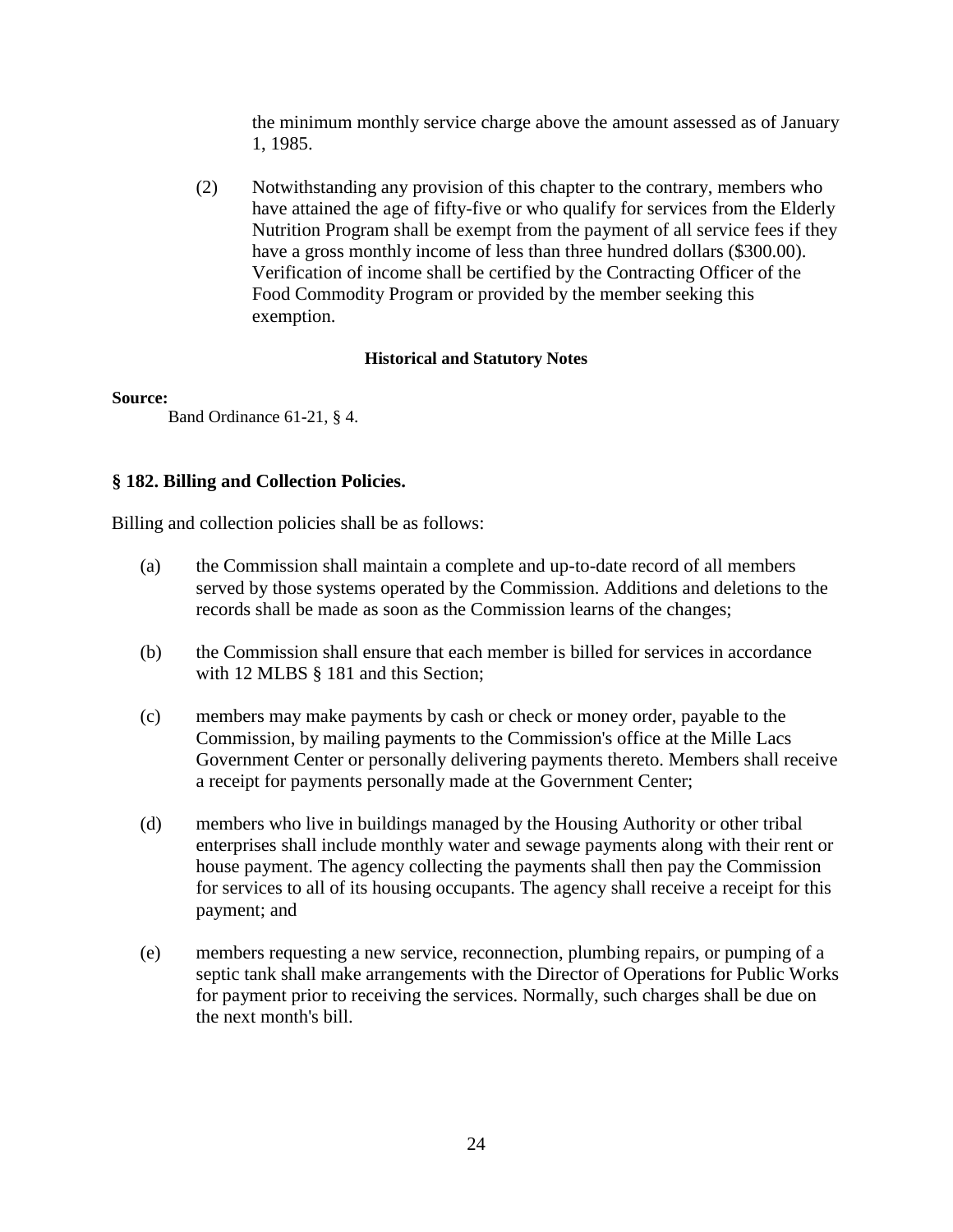the minimum monthly service charge above the amount assessed as of January 1, 1985.

(2) Notwithstanding any provision of this chapter to the contrary, members who have attained the age of fifty-five or who qualify for services from the Elderly Nutrition Program shall be exempt from the payment of all service fees if they have a gross monthly income of less than three hundred dollars ($300.00). Verification of income shall be certified by the Contracting Officer of the Food Commodity Program or provided by the member seeking this exemption.

**Historical and Statutory Notes**

**Source:**

Band Ordinance 61-21, § 4.

### § 182. Billing and Collection Policies.

Billing and collection policies shall be as follows:

(a) the Commission shall maintain a complete and up-to-date record of all members served by those systems operated by the Commission. Additions and deletions to the records shall be made as soon as the Commission learns of the changes;

(b) the Commission shall ensure that each member is billed for services in accordance with 12 MLBS § 181 and this Section;

(c) members may make payments by cash or check or money order, payable to the Commission, by mailing payments to the Commission's office at the Mille Lacs Government Center or personally delivering payments thereto. Members shall receive a receipt for payments personally made at the Government Center;

(d) members who live in buildings managed by the Housing Authority or other tribal enterprises shall include monthly water and sewage payments along with their rent or house payment. The agency collecting the payments shall then pay the Commission for services to all of its housing occupants. The agency shall receive a receipt for this payment; and

(e) members requesting a new service, reconnection, plumbing repairs, or pumping of a septic tank shall make arrangements with the Director of Operations for Public Works for payment prior to receiving the services. Normally, such charges shall be due on the next month's bill.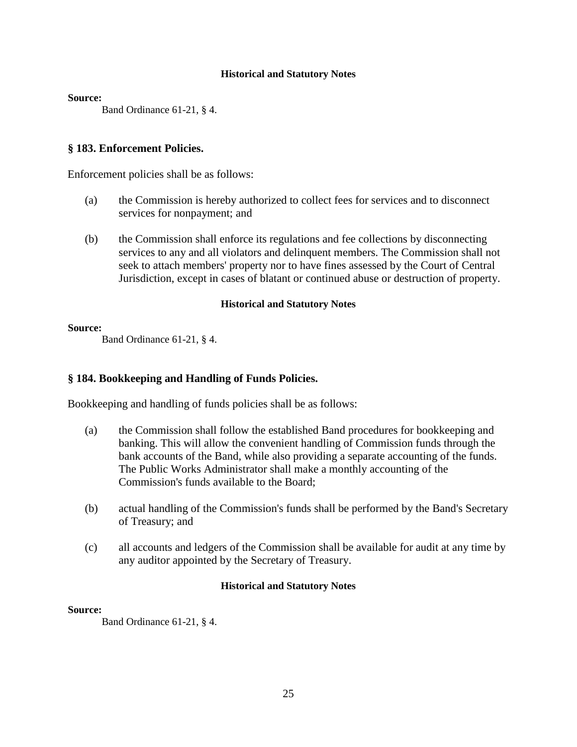#### Historical and Statutory Notes

**Source:**

Band Ordinance 61-21, § 4.

### § 183. Enforcement Policies.

Enforcement policies shall be as follows:

(a) the Commission is hereby authorized to collect fees for services and to disconnect services for nonpayment; and

(b) the Commission shall enforce its regulations and fee collections by disconnecting services to any and all violators and delinquent members. The Commission shall not seek to attach members' property nor to have fines assessed by the Court of Central Jurisdiction, except in cases of blatant or continued abuse or destruction of property.

#### Historical and Statutory Notes

**Source:**

Band Ordinance 61-21, § 4.

### § 184. Bookkeeping and Handling of Funds Policies.

Bookkeeping and handling of funds policies shall be as follows:

(a) the Commission shall follow the established Band procedures for bookkeeping and banking. This will allow the convenient handling of Commission funds through the bank accounts of the Band, while also providing a separate accounting of the funds. The Public Works Administrator shall make a monthly accounting of the Commission's funds available to the Board;

(b) actual handling of the Commission's funds shall be performed by the Band's Secretary of Treasury; and

(c) all accounts and ledgers of the Commission shall be available for audit at any time by any auditor appointed by the Secretary of Treasury.

#### Historical and Statutory Notes

**Source:**

Band Ordinance 61-21, § 4.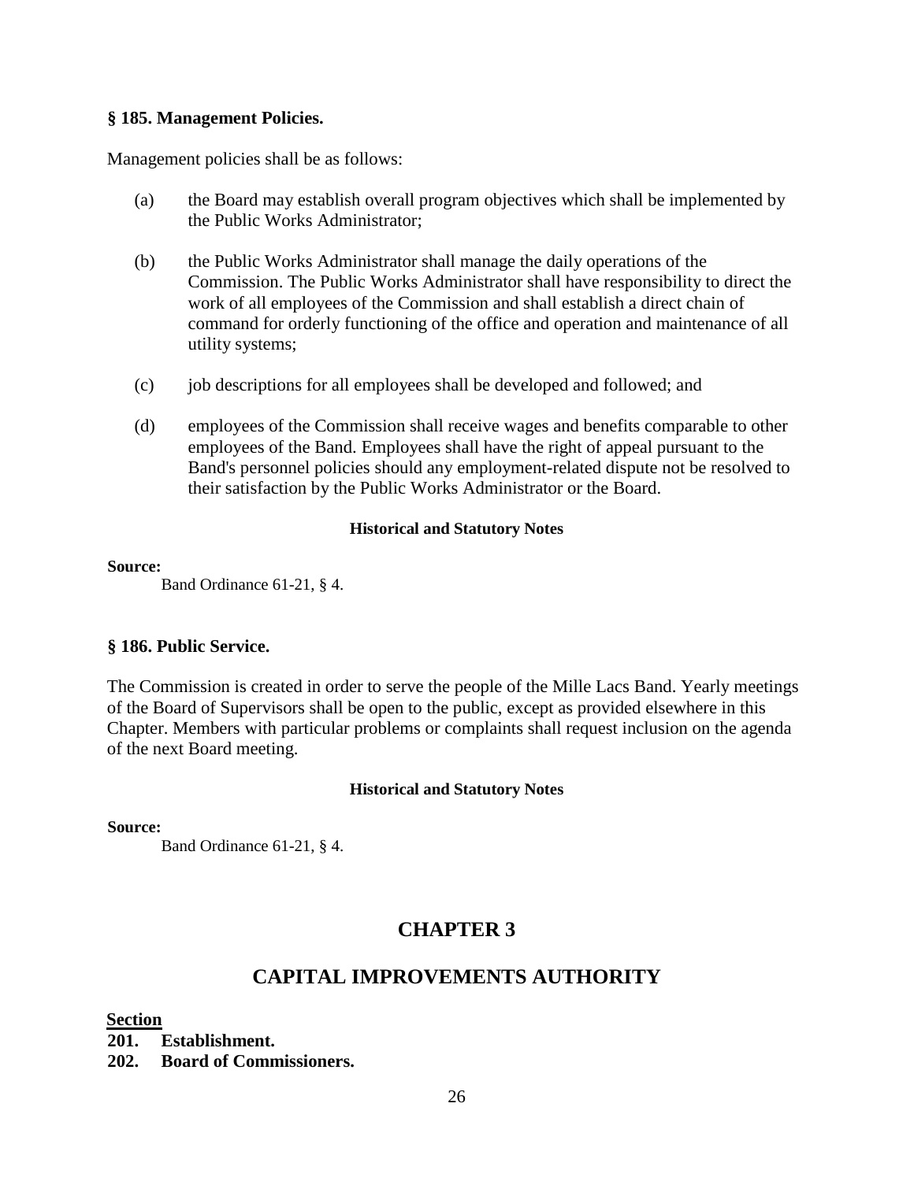### § 185. Management Policies.

Management policies shall be as follows:

(a) the Board may establish overall program objectives which shall be implemented by the Public Works Administrator;

(b) the Public Works Administrator shall manage the daily operations of the Commission. The Public Works Administrator shall have responsibility to direct the work of all employees of the Commission and shall establish a direct chain of command for orderly functioning of the office and operation and maintenance of all utility systems;

(c) job descriptions for all employees shall be developed and followed; and

(d) employees of the Commission shall receive wages and benefits comparable to other employees of the Band. Employees shall have the right of appeal pursuant to the Band's personnel policies should any employment-related dispute not be resolved to their satisfaction by the Public Works Administrator or the Board.

**Historical and Statutory Notes**

**Source:**

Band Ordinance 61-21, § 4.

### § 186. Public Service.

The Commission is created in order to serve the people of the Mille Lacs Band. Yearly meetings of the Board of Supervisors shall be open to the public, except as provided elsewhere in this Chapter. Members with particular problems or complaints shall request inclusion on the agenda of the next Board meeting.

**Historical and Statutory Notes**

**Source:**

Band Ordinance 61-21, § 4.

## CHAPTER 3

## CAPITAL IMPROVEMENTS AUTHORITY

**Section**

**201. Establishment.**
**202. Board of Commissioners.**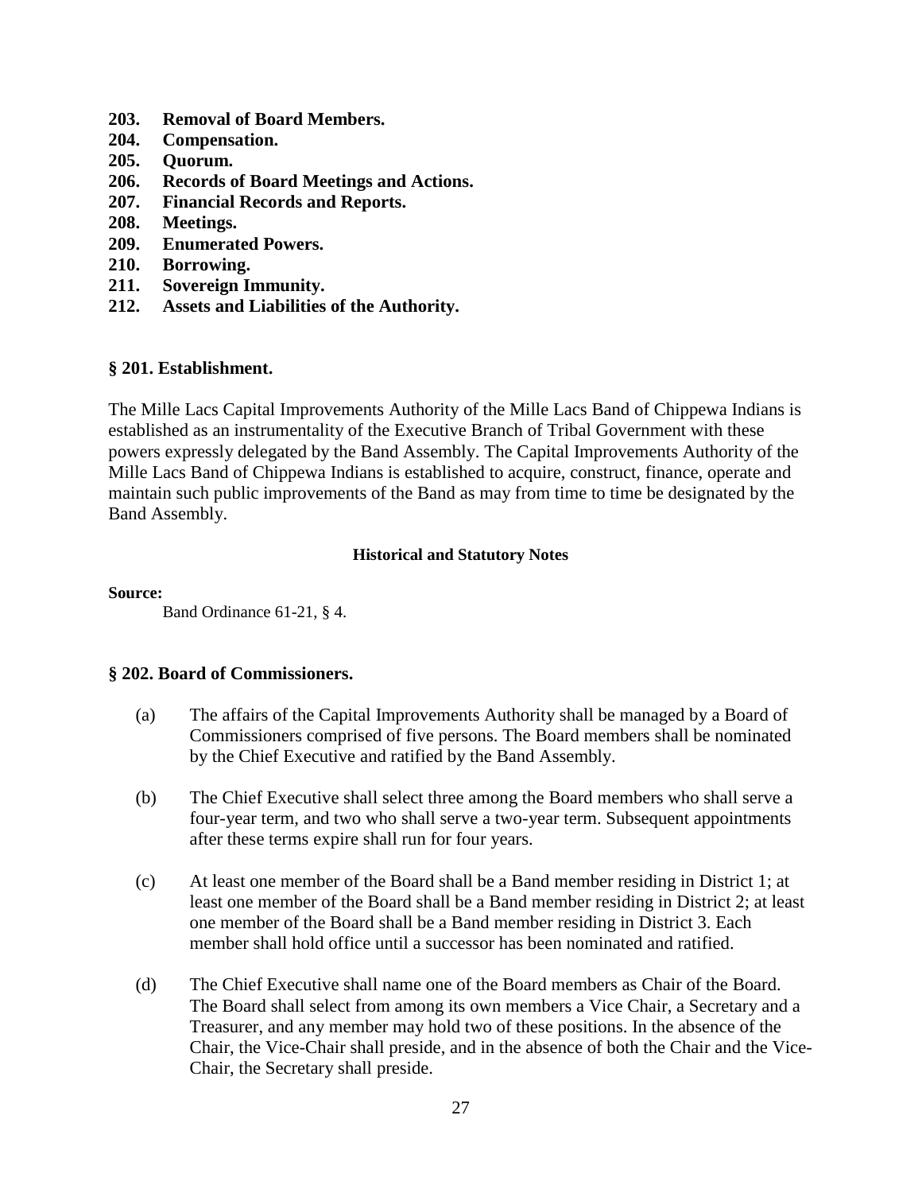**203. Removal of Board Members.**
**204. Compensation.**
**205. Quorum.**
**206. Records of Board Meetings and Actions.**
**207. Financial Records and Reports.**
**208. Meetings.**
**209. Enumerated Powers.**
**210. Borrowing.**
**211. Sovereign Immunity.**
**212. Assets and Liabilities of the Authority.**

### § 201. Establishment.

The Mille Lacs Capital Improvements Authority of the Mille Lacs Band of Chippewa Indians is established as an instrumentality of the Executive Branch of Tribal Government with these powers expressly delegated by the Band Assembly. The Capital Improvements Authority of the Mille Lacs Band of Chippewa Indians is established to acquire, construct, finance, operate and maintain such public improvements of the Band as may from time to time be designated by the Band Assembly.

**Historical and Statutory Notes**

**Source:**

Band Ordinance 61-21, § 4.

### § 202. Board of Commissioners.

(a) The affairs of the Capital Improvements Authority shall be managed by a Board of Commissioners comprised of five persons. The Board members shall be nominated by the Chief Executive and ratified by the Band Assembly.

(b) The Chief Executive shall select three among the Board members who shall serve a four-year term, and two who shall serve a two-year term. Subsequent appointments after these terms expire shall run for four years.

(c) At least one member of the Board shall be a Band member residing in District 1; at least one member of the Board shall be a Band member residing in District 2; at least one member of the Board shall be a Band member residing in District 3. Each member shall hold office until a successor has been nominated and ratified.

(d) The Chief Executive shall name one of the Board members as Chair of the Board. The Board shall select from among its own members a Vice Chair, a Secretary and a Treasurer, and any member may hold two of these positions. In the absence of the Chair, the Vice-Chair shall preside, and in the absence of both the Chair and the Vice-Chair, the Secretary shall preside.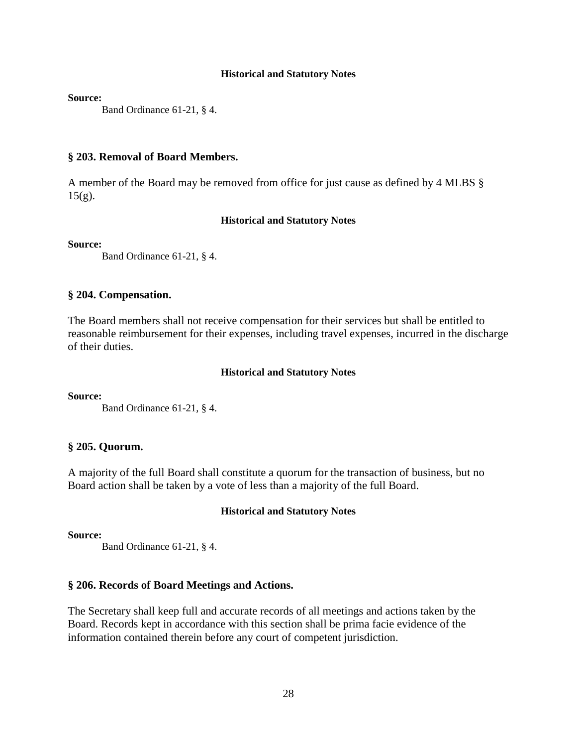#### Historical and Statutory Notes

**Source:**

Band Ordinance 61-21, § 4.

### § 203. Removal of Board Members.

A member of the Board may be removed from office for just cause as defined by 4 MLBS § 15(g).

#### Historical and Statutory Notes

**Source:**

Band Ordinance 61-21, § 4.

### § 204. Compensation.

The Board members shall not receive compensation for their services but shall be entitled to reasonable reimbursement for their expenses, including travel expenses, incurred in the discharge of their duties.

#### Historical and Statutory Notes

**Source:**

Band Ordinance 61-21, § 4.

### § 205. Quorum.

A majority of the full Board shall constitute a quorum for the transaction of business, but no Board action shall be taken by a vote of less than a majority of the full Board.

#### Historical and Statutory Notes

**Source:**

Band Ordinance 61-21, § 4.

### § 206. Records of Board Meetings and Actions.

The Secretary shall keep full and accurate records of all meetings and actions taken by the Board. Records kept in accordance with this section shall be prima facie evidence of the information contained therein before any court of competent jurisdiction.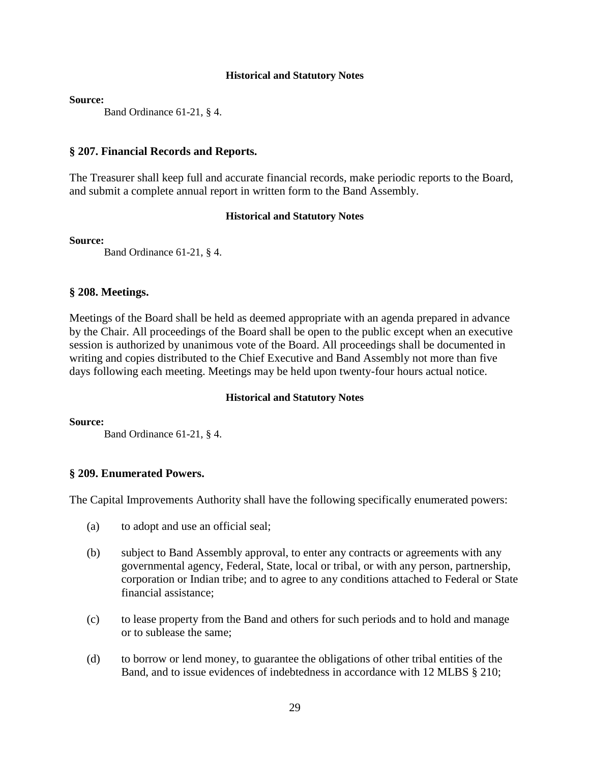#### Historical and Statutory Notes

**Source:**

Band Ordinance 61-21, § 4.

### § 207. Financial Records and Reports.

The Treasurer shall keep full and accurate financial records, make periodic reports to the Board, and submit a complete annual report in written form to the Band Assembly.

#### Historical and Statutory Notes

**Source:**

Band Ordinance 61-21, § 4.

### § 208. Meetings.

Meetings of the Board shall be held as deemed appropriate with an agenda prepared in advance by the Chair. All proceedings of the Board shall be open to the public except when an executive session is authorized by unanimous vote of the Board. All proceedings shall be documented in writing and copies distributed to the Chief Executive and Band Assembly not more than five days following each meeting. Meetings may be held upon twenty-four hours actual notice.

#### Historical and Statutory Notes

**Source:**

Band Ordinance 61-21, § 4.

### § 209. Enumerated Powers.

The Capital Improvements Authority shall have the following specifically enumerated powers:

(a) to adopt and use an official seal;

(b) subject to Band Assembly approval, to enter any contracts or agreements with any governmental agency, Federal, State, local or tribal, or with any person, partnership, corporation or Indian tribe; and to agree to any conditions attached to Federal or State financial assistance;

(c) to lease property from the Band and others for such periods and to hold and manage or to sublease the same;

(d) to borrow or lend money, to guarantee the obligations of other tribal entities of the Band, and to issue evidences of indebtedness in accordance with 12 MLBS § 210;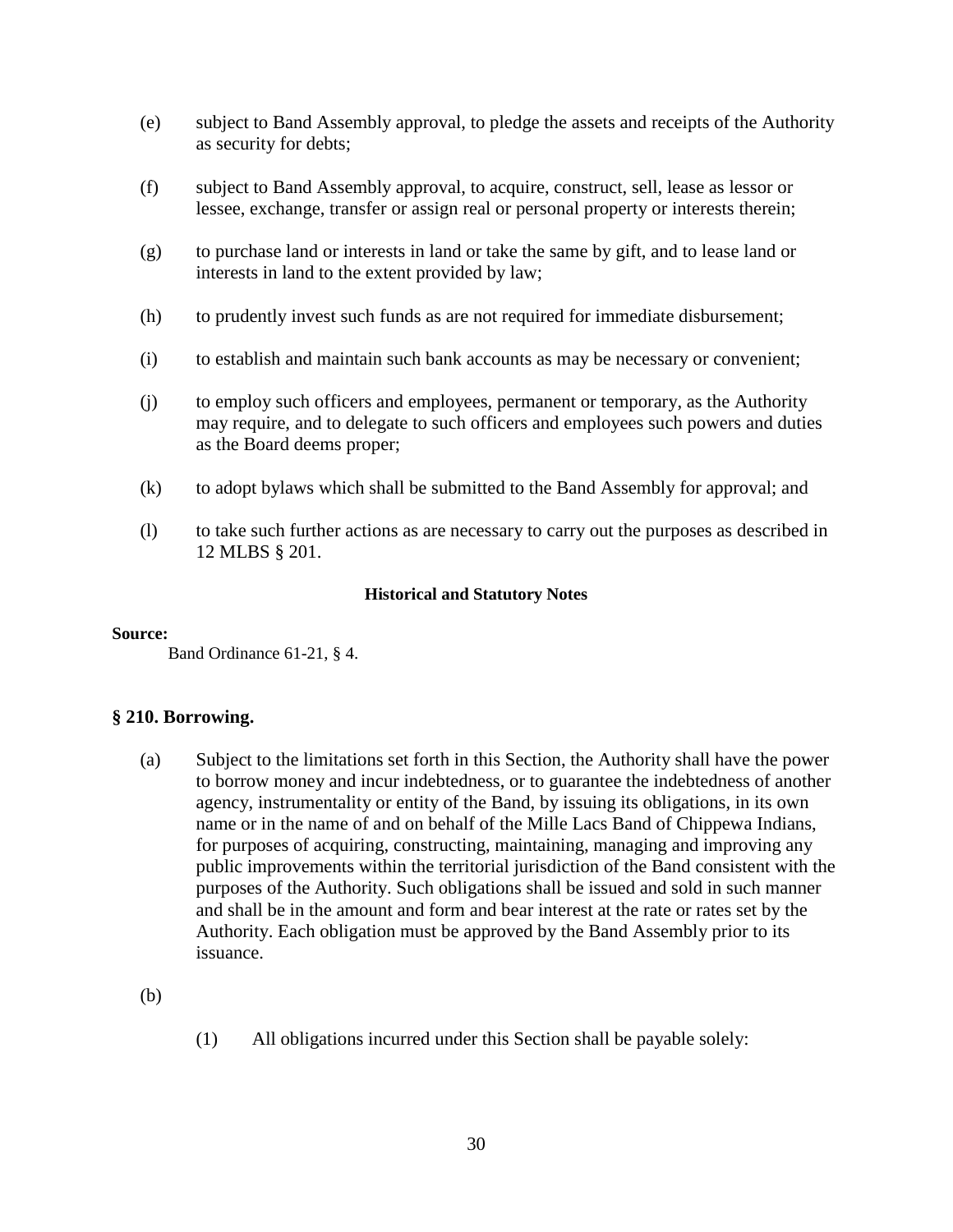(e) subject to Band Assembly approval, to pledge the assets and receipts of the Authority as security for debts;

(f) subject to Band Assembly approval, to acquire, construct, sell, lease as lessor or lessee, exchange, transfer or assign real or personal property or interests therein;

(g) to purchase land or interests in land or take the same by gift, and to lease land or interests in land to the extent provided by law;

(h) to prudently invest such funds as are not required for immediate disbursement;

(i) to establish and maintain such bank accounts as may be necessary or convenient;

(j) to employ such officers and employees, permanent or temporary, as the Authority may require, and to delegate to such officers and employees such powers and duties as the Board deems proper;

(k) to adopt bylaws which shall be submitted to the Band Assembly for approval; and

(l) to take such further actions as are necessary to carry out the purposes as described in 12 MLBS § 201.

**Historical and Statutory Notes**

**Source:**

Band Ordinance 61-21, § 4.

## § 210. Borrowing.

(a) Subject to the limitations set forth in this Section, the Authority shall have the power to borrow money and incur indebtedness, or to guarantee the indebtedness of another agency, instrumentality or entity of the Band, by issuing its obligations, in its own name or in the name of and on behalf of the Mille Lacs Band of Chippewa Indians, for purposes of acquiring, constructing, maintaining, managing and improving any public improvements within the territorial jurisdiction of the Band consistent with the purposes of the Authority. Such obligations shall be issued and sold in such manner and shall be in the amount and form and bear interest at the rate or rates set by the Authority. Each obligation must be approved by the Band Assembly prior to its issuance.

(b)

(1) All obligations incurred under this Section shall be payable solely: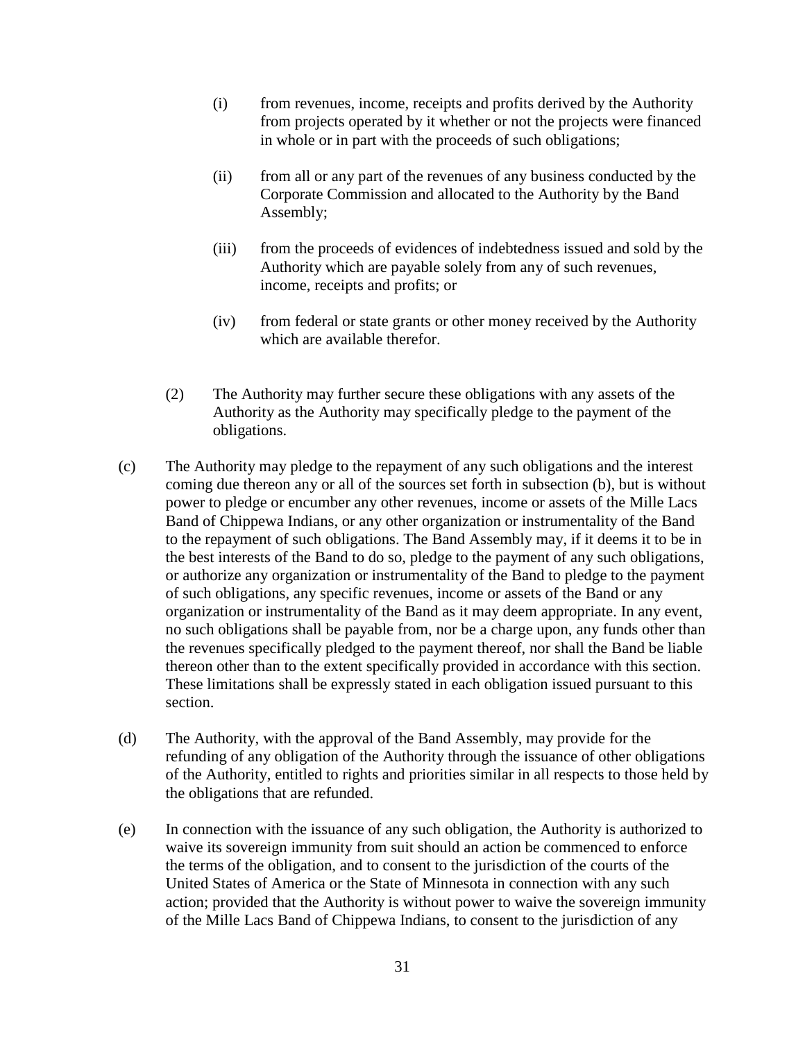(i) from revenues, income, receipts and profits derived by the Authority from projects operated by it whether or not the projects were financed in whole or in part with the proceeds of such obligations;

(ii) from all or any part of the revenues of any business conducted by the Corporate Commission and allocated to the Authority by the Band Assembly;

(iii) from the proceeds of evidences of indebtedness issued and sold by the Authority which are payable solely from any of such revenues, income, receipts and profits; or

(iv) from federal or state grants or other money received by the Authority which are available therefor.

(2) The Authority may further secure these obligations with any assets of the Authority as the Authority may specifically pledge to the payment of the obligations.

(c) The Authority may pledge to the repayment of any such obligations and the interest coming due thereon any or all of the sources set forth in subsection (b), but is without power to pledge or encumber any other revenues, income or assets of the Mille Lacs Band of Chippewa Indians, or any other organization or instrumentality of the Band to the repayment of such obligations. The Band Assembly may, if it deems it to be in the best interests of the Band to do so, pledge to the payment of any such obligations, or authorize any organization or instrumentality of the Band to pledge to the payment of such obligations, any specific revenues, income or assets of the Band or any organization or instrumentality of the Band as it may deem appropriate. In any event, no such obligations shall be payable from, nor be a charge upon, any funds other than the revenues specifically pledged to the payment thereof, nor shall the Band be liable thereon other than to the extent specifically provided in accordance with this section. These limitations shall be expressly stated in each obligation issued pursuant to this section.

(d) The Authority, with the approval of the Band Assembly, may provide for the refunding of any obligation of the Authority through the issuance of other obligations of the Authority, entitled to rights and priorities similar in all respects to those held by the obligations that are refunded.

(e) In connection with the issuance of any such obligation, the Authority is authorized to waive its sovereign immunity from suit should an action be commenced to enforce the terms of the obligation, and to consent to the jurisdiction of the courts of the United States of America or the State of Minnesota in connection with any such action; provided that the Authority is without power to waive the sovereign immunity of the Mille Lacs Band of Chippewa Indians, to consent to the jurisdiction of any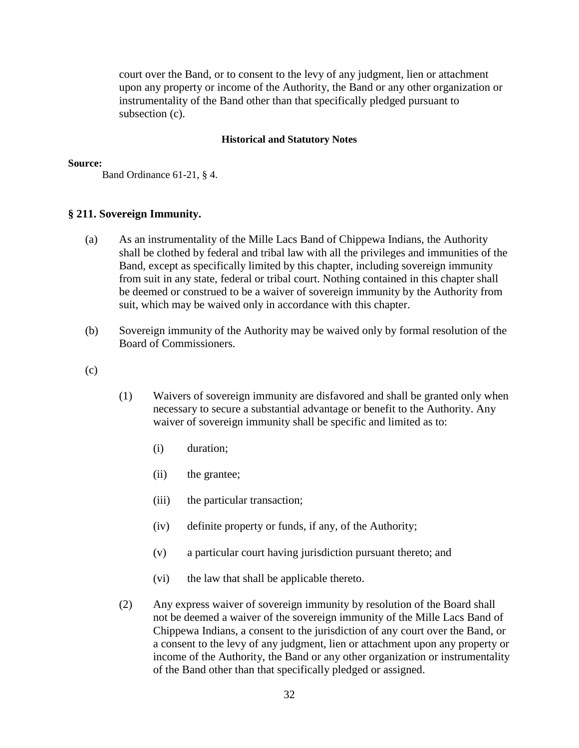court over the Band, or to consent to the levy of any judgment, lien or attachment upon any property or income of the Authority, the Band or any other organization or instrumentality of the Band other than that specifically pledged pursuant to subsection (c).

**Historical and Statutory Notes**

**Source:**

Band Ordinance 61-21, § 4.

### § 211. Sovereign Immunity.

(a) As an instrumentality of the Mille Lacs Band of Chippewa Indians, the Authority shall be clothed by federal and tribal law with all the privileges and immunities of the Band, except as specifically limited by this chapter, including sovereign immunity from suit in any state, federal or tribal court. Nothing contained in this chapter shall be deemed or construed to be a waiver of sovereign immunity by the Authority from suit, which may be waived only in accordance with this chapter.

(b) Sovereign immunity of the Authority may be waived only by formal resolution of the Board of Commissioners.

(c)

(1) Waivers of sovereign immunity are disfavored and shall be granted only when necessary to secure a substantial advantage or benefit to the Authority. Any waiver of sovereign immunity shall be specific and limited as to:

(i) duration;

(ii) the grantee;

(iii) the particular transaction;

(iv) definite property or funds, if any, of the Authority;

(v) a particular court having jurisdiction pursuant thereto; and

(vi) the law that shall be applicable thereto.

(2) Any express waiver of sovereign immunity by resolution of the Board shall not be deemed a waiver of the sovereign immunity of the Mille Lacs Band of Chippewa Indians, a consent to the jurisdiction of any court over the Band, or a consent to the levy of any judgment, lien or attachment upon any property or income of the Authority, the Band or any other organization or instrumentality of the Band other than that specifically pledged or assigned.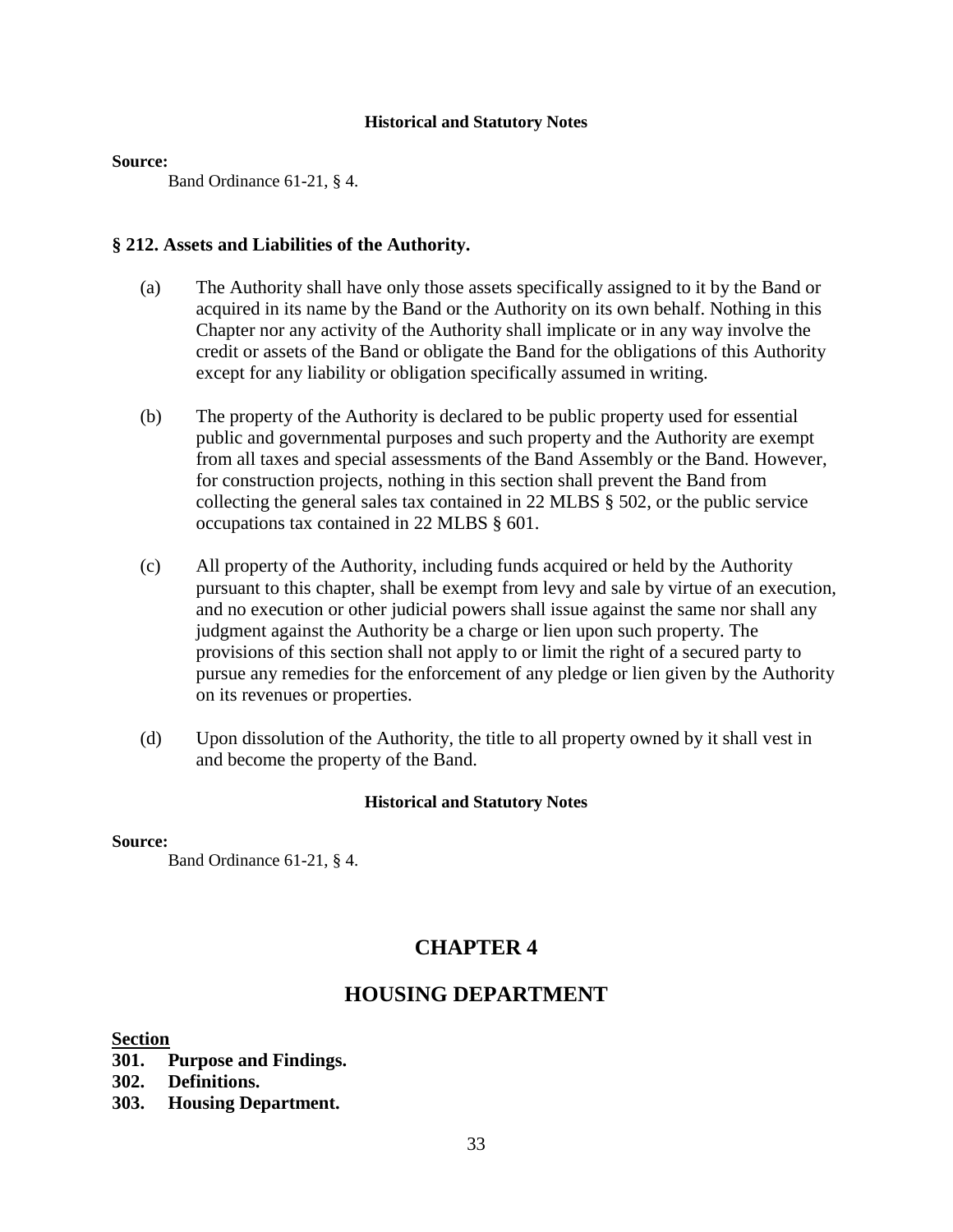**Historical and Statutory Notes**

**Source:**

Band Ordinance 61-21, § 4.

### § 212. Assets and Liabilities of the Authority.

(a) The Authority shall have only those assets specifically assigned to it by the Band or acquired in its name by the Band or the Authority on its own behalf. Nothing in this Chapter nor any activity of the Authority shall implicate or in any way involve the credit or assets of the Band or obligate the Band for the obligations of this Authority except for any liability or obligation specifically assumed in writing.

(b) The property of the Authority is declared to be public property used for essential public and governmental purposes and such property and the Authority are exempt from all taxes and special assessments of the Band Assembly or the Band. However, for construction projects, nothing in this section shall prevent the Band from collecting the general sales tax contained in 22 MLBS § 502, or the public service occupations tax contained in 22 MLBS § 601.

(c) All property of the Authority, including funds acquired or held by the Authority pursuant to this chapter, shall be exempt from levy and sale by virtue of an execution, and no execution or other judicial powers shall issue against the same nor shall any judgment against the Authority be a charge or lien upon such property. The provisions of this section shall not apply to or limit the right of a secured party to pursue any remedies for the enforcement of any pledge or lien given by the Authority on its revenues or properties.

(d) Upon dissolution of the Authority, the title to all property owned by it shall vest in and become the property of the Band.

**Historical and Statutory Notes**

**Source:**

Band Ordinance 61-21, § 4.

## CHAPTER 4

## HOUSING DEPARTMENT

**Section**

**301. Purpose and Findings.**
**302. Definitions.**
**303. Housing Department.**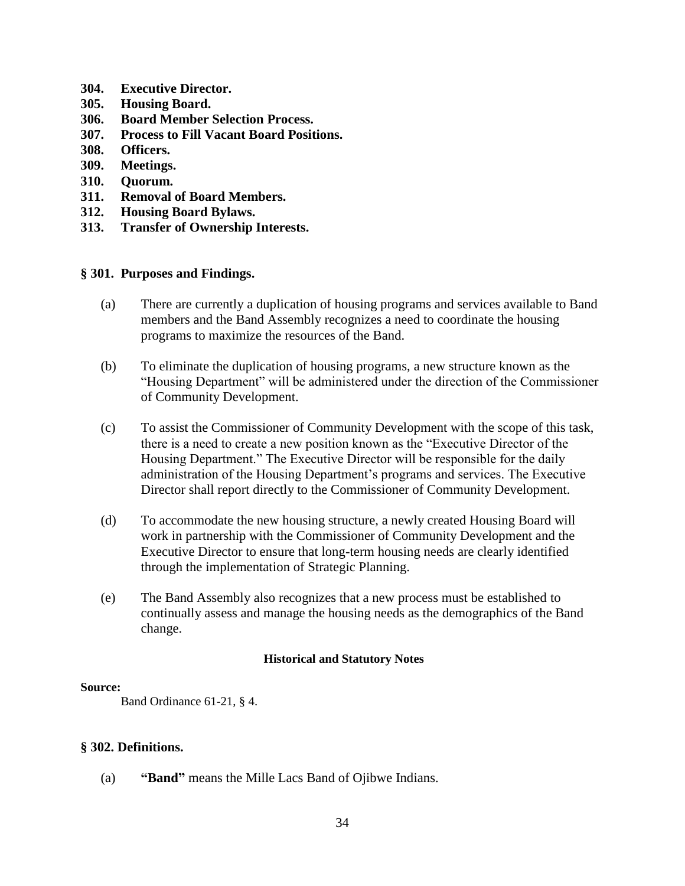**304. Executive Director.**
**305. Housing Board.**
**306. Board Member Selection Process.**
**307. Process to Fill Vacant Board Positions.**
**308. Officers.**
**309. Meetings.**
**310. Quorum.**
**311. Removal of Board Members.**
**312. Housing Board Bylaws.**
**313. Transfer of Ownership Interests.**

## § 301. Purposes and Findings.

(a) There are currently a duplication of housing programs and services available to Band members and the Band Assembly recognizes a need to coordinate the housing programs to maximize the resources of the Band.

(b) To eliminate the duplication of housing programs, a new structure known as the "Housing Department" will be administered under the direction of the Commissioner of Community Development.

(c) To assist the Commissioner of Community Development with the scope of this task, there is a need to create a new position known as the "Executive Director of the Housing Department." The Executive Director will be responsible for the daily administration of the Housing Department's programs and services. The Executive Director shall report directly to the Commissioner of Community Development.

(d) To accommodate the new housing structure, a newly created Housing Board will work in partnership with the Commissioner of Community Development and the Executive Director to ensure that long-term housing needs are clearly identified through the implementation of Strategic Planning.

(e) The Band Assembly also recognizes that a new process must be established to continually assess and manage the housing needs as the demographics of the Band change.

**Historical and Statutory Notes**

**Source:**
Band Ordinance 61-21, § 4.

## § 302. Definitions.

(a) **"Band"** means the Mille Lacs Band of Ojibwe Indians.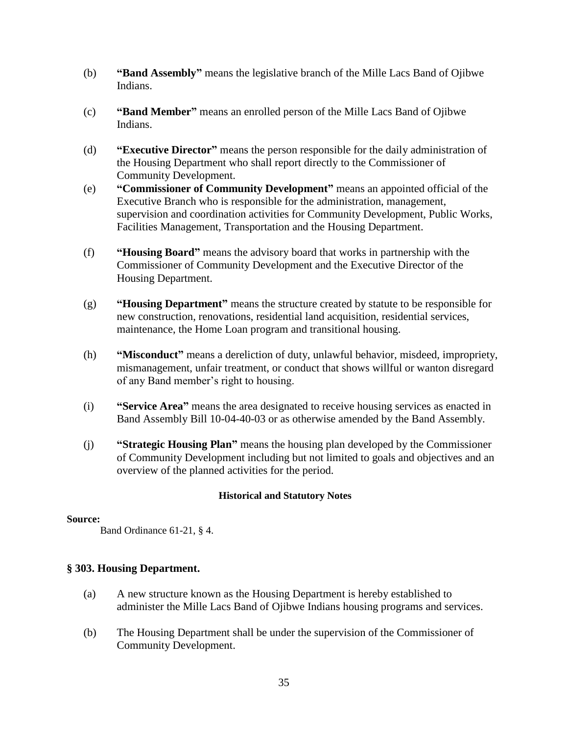(b) **"Band Assembly"** means the legislative branch of the Mille Lacs Band of Ojibwe Indians.

(c) **"Band Member"** means an enrolled person of the Mille Lacs Band of Ojibwe Indians.

(d) **"Executive Director"** means the person responsible for the daily administration of the Housing Department who shall report directly to the Commissioner of Community Development.

(e) **"Commissioner of Community Development"** means an appointed official of the Executive Branch who is responsible for the administration, management, supervision and coordination activities for Community Development, Public Works, Facilities Management, Transportation and the Housing Department.

(f) **"Housing Board"** means the advisory board that works in partnership with the Commissioner of Community Development and the Executive Director of the Housing Department.

(g) **"Housing Department"** means the structure created by statute to be responsible for new construction, renovations, residential land acquisition, residential services, maintenance, the Home Loan program and transitional housing.

(h) **"Misconduct"** means a dereliction of duty, unlawful behavior, misdeed, impropriety, mismanagement, unfair treatment, or conduct that shows willful or wanton disregard of any Band member's right to housing.

(i) **"Service Area"** means the area designated to receive housing services as enacted in Band Assembly Bill 10-04-40-03 or as otherwise amended by the Band Assembly.

(j) **"Strategic Housing Plan"** means the housing plan developed by the Commissioner of Community Development including but not limited to goals and objectives and an overview of the planned activities for the period.

**Historical and Statutory Notes**

**Source:**

Band Ordinance 61-21, § 4.

### § 303. Housing Department.

(a) A new structure known as the Housing Department is hereby established to administer the Mille Lacs Band of Ojibwe Indians housing programs and services.

(b) The Housing Department shall be under the supervision of the Commissioner of Community Development.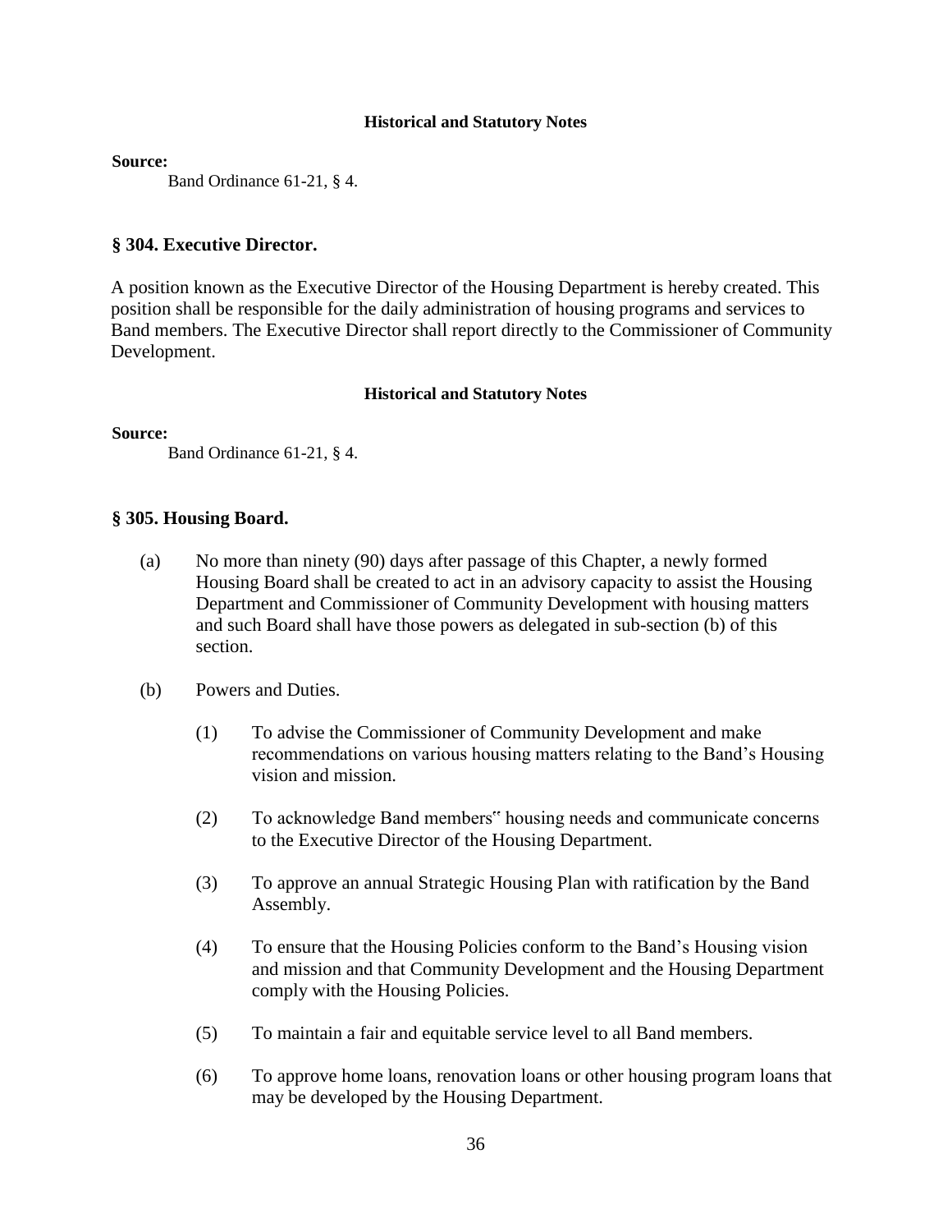#### Historical and Statutory Notes

**Source:**

Band Ordinance 61-21, § 4.

### § 304. Executive Director.

A position known as the Executive Director of the Housing Department is hereby created. This position shall be responsible for the daily administration of housing programs and services to Band members. The Executive Director shall report directly to the Commissioner of Community Development.

#### Historical and Statutory Notes

**Source:**

Band Ordinance 61-21, § 4.

### § 305. Housing Board.

(a) No more than ninety (90) days after passage of this Chapter, a newly formed Housing Board shall be created to act in an advisory capacity to assist the Housing Department and Commissioner of Community Development with housing matters and such Board shall have those powers as delegated in sub-section (b) of this section.

(b) Powers and Duties.

(1) To advise the Commissioner of Community Development and make recommendations on various housing matters relating to the Band's Housing vision and mission.

(2) To acknowledge Band members" housing needs and communicate concerns to the Executive Director of the Housing Department.

(3) To approve an annual Strategic Housing Plan with ratification by the Band Assembly.

(4) To ensure that the Housing Policies conform to the Band's Housing vision and mission and that Community Development and the Housing Department comply with the Housing Policies.

(5) To maintain a fair and equitable service level to all Band members.

(6) To approve home loans, renovation loans or other housing program loans that may be developed by the Housing Department.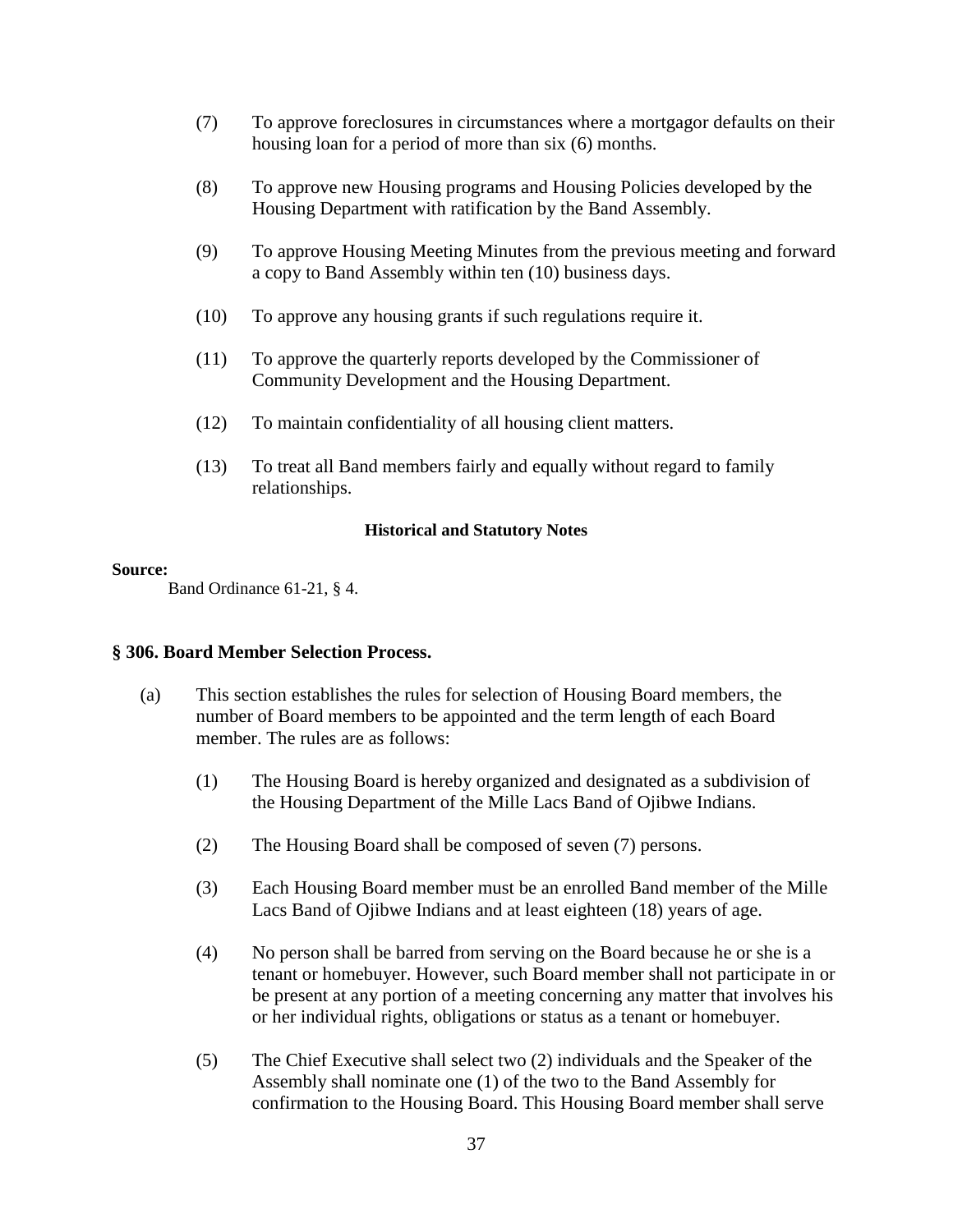(7) To approve foreclosures in circumstances where a mortgagor defaults on their housing loan for a period of more than six (6) months.

(8) To approve new Housing programs and Housing Policies developed by the Housing Department with ratification by the Band Assembly.

(9) To approve Housing Meeting Minutes from the previous meeting and forward a copy to Band Assembly within ten (10) business days.

(10) To approve any housing grants if such regulations require it.

(11) To approve the quarterly reports developed by the Commissioner of Community Development and the Housing Department.

(12) To maintain confidentiality of all housing client matters.

(13) To treat all Band members fairly and equally without regard to family relationships.

**Historical and Statutory Notes**

**Source:**
Band Ordinance 61-21, § 4.

### § 306. Board Member Selection Process.

(a) This section establishes the rules for selection of Housing Board members, the number of Board members to be appointed and the term length of each Board member. The rules are as follows:

(1) The Housing Board is hereby organized and designated as a subdivision of the Housing Department of the Mille Lacs Band of Ojibwe Indians.

(2) The Housing Board shall be composed of seven (7) persons.

(3) Each Housing Board member must be an enrolled Band member of the Mille Lacs Band of Ojibwe Indians and at least eighteen (18) years of age.

(4) No person shall be barred from serving on the Board because he or she is a tenant or homebuyer. However, such Board member shall not participate in or be present at any portion of a meeting concerning any matter that involves his or her individual rights, obligations or status as a tenant or homebuyer.

(5) The Chief Executive shall select two (2) individuals and the Speaker of the Assembly shall nominate one (1) of the two to the Band Assembly for confirmation to the Housing Board. This Housing Board member shall serve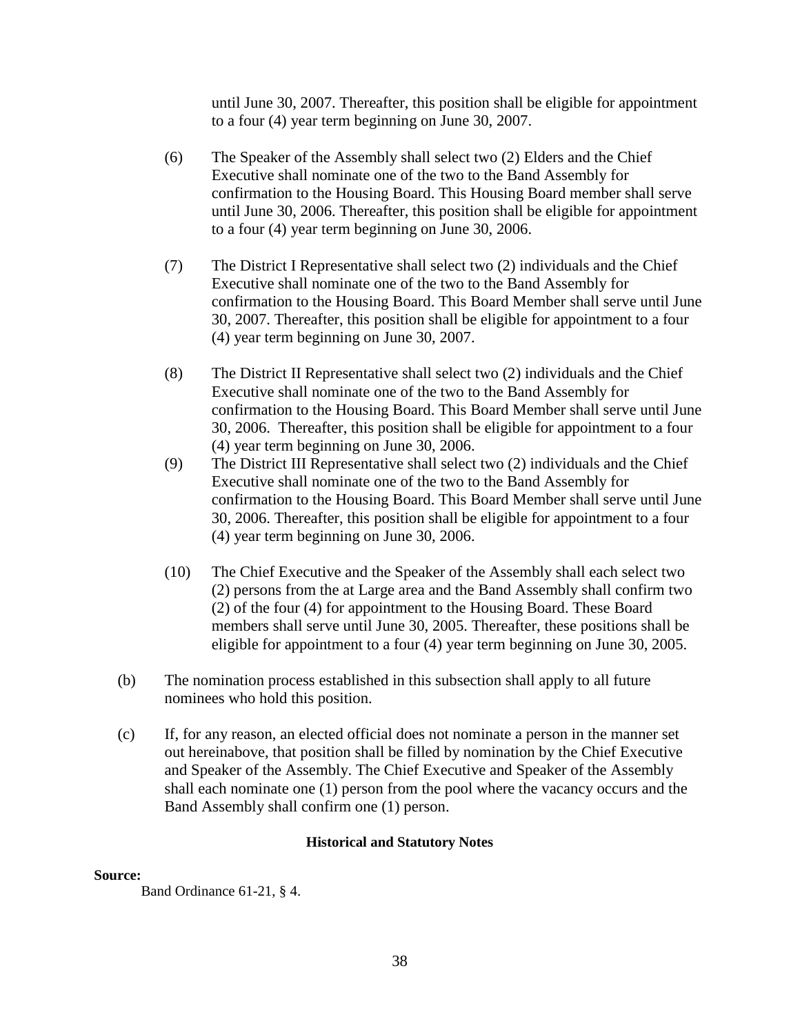until June 30, 2007. Thereafter, this position shall be eligible for appointment to a four (4) year term beginning on June 30, 2007.

(6) The Speaker of the Assembly shall select two (2) Elders and the Chief Executive shall nominate one of the two to the Band Assembly for confirmation to the Housing Board. This Housing Board member shall serve until June 30, 2006. Thereafter, this position shall be eligible for appointment to a four (4) year term beginning on June 30, 2006.

(7) The District I Representative shall select two (2) individuals and the Chief Executive shall nominate one of the two to the Band Assembly for confirmation to the Housing Board. This Board Member shall serve until June 30, 2007. Thereafter, this position shall be eligible for appointment to a four (4) year term beginning on June 30, 2007.

(8) The District II Representative shall select two (2) individuals and the Chief Executive shall nominate one of the two to the Band Assembly for confirmation to the Housing Board. This Board Member shall serve until June 30, 2006. Thereafter, this position shall be eligible for appointment to a four (4) year term beginning on June 30, 2006.

(9) The District III Representative shall select two (2) individuals and the Chief Executive shall nominate one of the two to the Band Assembly for confirmation to the Housing Board. This Board Member shall serve until June 30, 2006. Thereafter, this position shall be eligible for appointment to a four (4) year term beginning on June 30, 2006.

(10) The Chief Executive and the Speaker of the Assembly shall each select two (2) persons from the at Large area and the Band Assembly shall confirm two (2) of the four (4) for appointment to the Housing Board. These Board members shall serve until June 30, 2005. Thereafter, these positions shall be eligible for appointment to a four (4) year term beginning on June 30, 2005.

(b) The nomination process established in this subsection shall apply to all future nominees who hold this position.

(c) If, for any reason, an elected official does not nominate a person in the manner set out hereinabove, that position shall be filled by nomination by the Chief Executive and Speaker of the Assembly. The Chief Executive and Speaker of the Assembly shall each nominate one (1) person from the pool where the vacancy occurs and the Band Assembly shall confirm one (1) person.

**Historical and Statutory Notes**

**Source:**

Band Ordinance 61-21, § 4.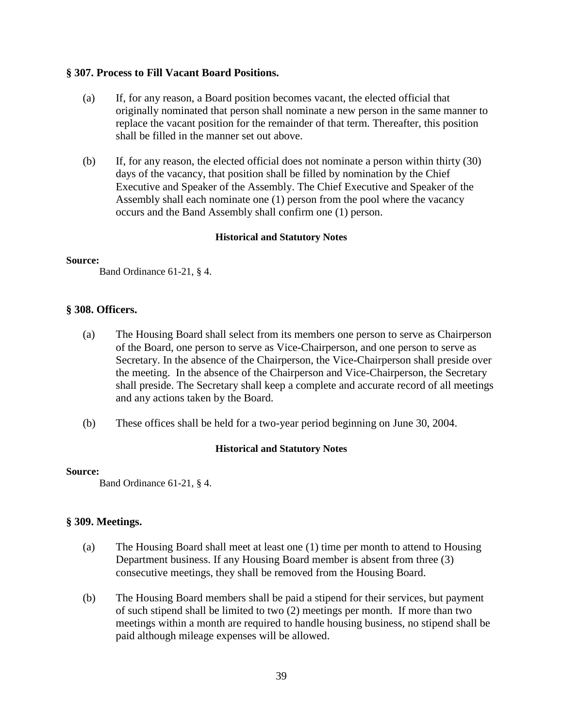### § 307. Process to Fill Vacant Board Positions.

(a) If, for any reason, a Board position becomes vacant, the elected official that originally nominated that person shall nominate a new person in the same manner to replace the vacant position for the remainder of that term. Thereafter, this position shall be filled in the manner set out above.

(b) If, for any reason, the elected official does not nominate a person within thirty (30) days of the vacancy, that position shall be filled by nomination by the Chief Executive and Speaker of the Assembly. The Chief Executive and Speaker of the Assembly shall each nominate one (1) person from the pool where the vacancy occurs and the Band Assembly shall confirm one (1) person.

**Historical and Statutory Notes**

**Source:**

Band Ordinance 61-21, § 4.

### § 308. Officers.

(a) The Housing Board shall select from its members one person to serve as Chairperson of the Board, one person to serve as Vice-Chairperson, and one person to serve as Secretary. In the absence of the Chairperson, the Vice-Chairperson shall preside over the meeting. In the absence of the Chairperson and Vice-Chairperson, the Secretary shall preside. The Secretary shall keep a complete and accurate record of all meetings and any actions taken by the Board.

(b) These offices shall be held for a two-year period beginning on June 30, 2004.

**Historical and Statutory Notes**

**Source:**

Band Ordinance 61-21, § 4.

### § 309. Meetings.

(a) The Housing Board shall meet at least one (1) time per month to attend to Housing Department business. If any Housing Board member is absent from three (3) consecutive meetings, they shall be removed from the Housing Board.

(b) The Housing Board members shall be paid a stipend for their services, but payment of such stipend shall be limited to two (2) meetings per month. If more than two meetings within a month are required to handle housing business, no stipend shall be paid although mileage expenses will be allowed.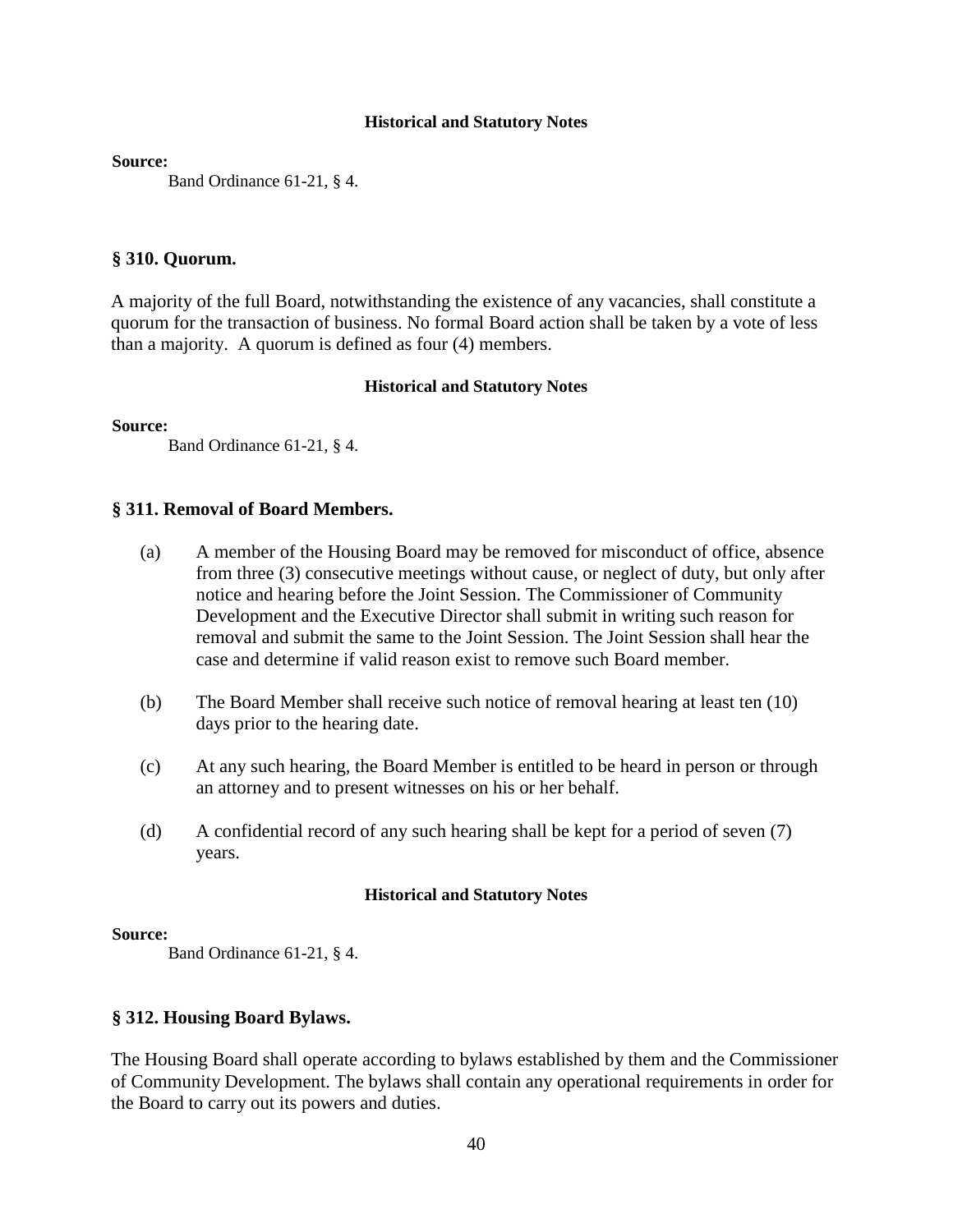#### Historical and Statutory Notes

**Source:**

Band Ordinance 61-21, § 4.

### § 310. Quorum.

A majority of the full Board, notwithstanding the existence of any vacancies, shall constitute a quorum for the transaction of business. No formal Board action shall be taken by a vote of less than a majority. A quorum is defined as four (4) members.

#### Historical and Statutory Notes

**Source:**

Band Ordinance 61-21, § 4.

### § 311. Removal of Board Members.

(a) A member of the Housing Board may be removed for misconduct of office, absence from three (3) consecutive meetings without cause, or neglect of duty, but only after notice and hearing before the Joint Session. The Commissioner of Community Development and the Executive Director shall submit in writing such reason for removal and submit the same to the Joint Session. The Joint Session shall hear the case and determine if valid reason exist to remove such Board member.

(b) The Board Member shall receive such notice of removal hearing at least ten (10) days prior to the hearing date.

(c) At any such hearing, the Board Member is entitled to be heard in person or through an attorney and to present witnesses on his or her behalf.

(d) A confidential record of any such hearing shall be kept for a period of seven (7) years.

#### Historical and Statutory Notes

**Source:**

Band Ordinance 61-21, § 4.

### § 312. Housing Board Bylaws.

The Housing Board shall operate according to bylaws established by them and the Commissioner of Community Development. The bylaws shall contain any operational requirements in order for the Board to carry out its powers and duties.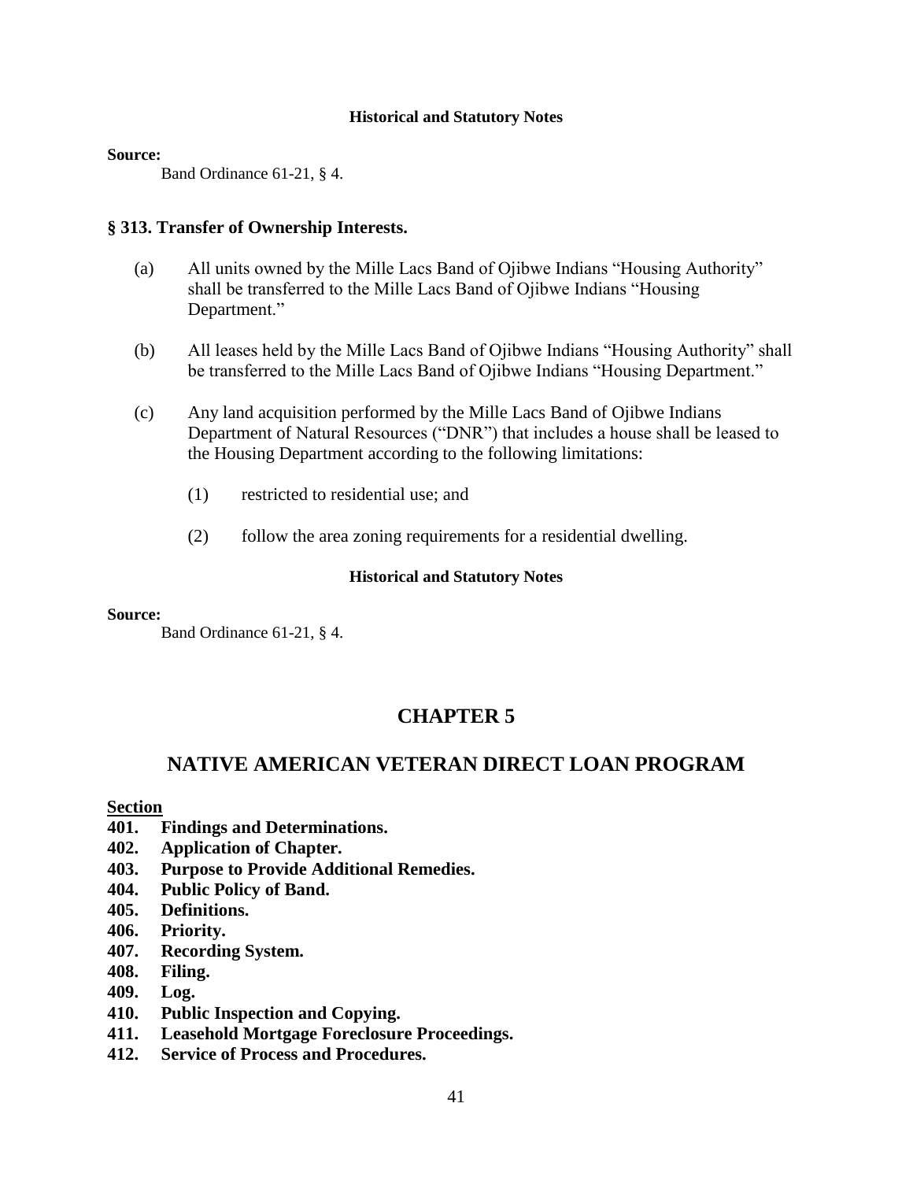**Historical and Statutory Notes**

**Source:**

Band Ordinance 61-21, § 4.

### § 313. Transfer of Ownership Interests.

(a) All units owned by the Mille Lacs Band of Ojibwe Indians "Housing Authority" shall be transferred to the Mille Lacs Band of Ojibwe Indians "Housing Department."

(b) All leases held by the Mille Lacs Band of Ojibwe Indians "Housing Authority" shall be transferred to the Mille Lacs Band of Ojibwe Indians "Housing Department."

(c) Any land acquisition performed by the Mille Lacs Band of Ojibwe Indians Department of Natural Resources ("DNR") that includes a house shall be leased to the Housing Department according to the following limitations:

(1) restricted to residential use; and

(2) follow the area zoning requirements for a residential dwelling.

**Historical and Statutory Notes**

**Source:**

Band Ordinance 61-21, § 4.

## CHAPTER 5

## NATIVE AMERICAN VETERAN DIRECT LOAN PROGRAM

**Section**

**401. Findings and Determinations.**
**402. Application of Chapter.**
**403. Purpose to Provide Additional Remedies.**
**404. Public Policy of Band.**
**405. Definitions.**
**406. Priority.**
**407. Recording System.**
**408. Filing.**
**409. Log.**
**410. Public Inspection and Copying.**
**411. Leasehold Mortgage Foreclosure Proceedings.**
**412. Service of Process and Procedures.**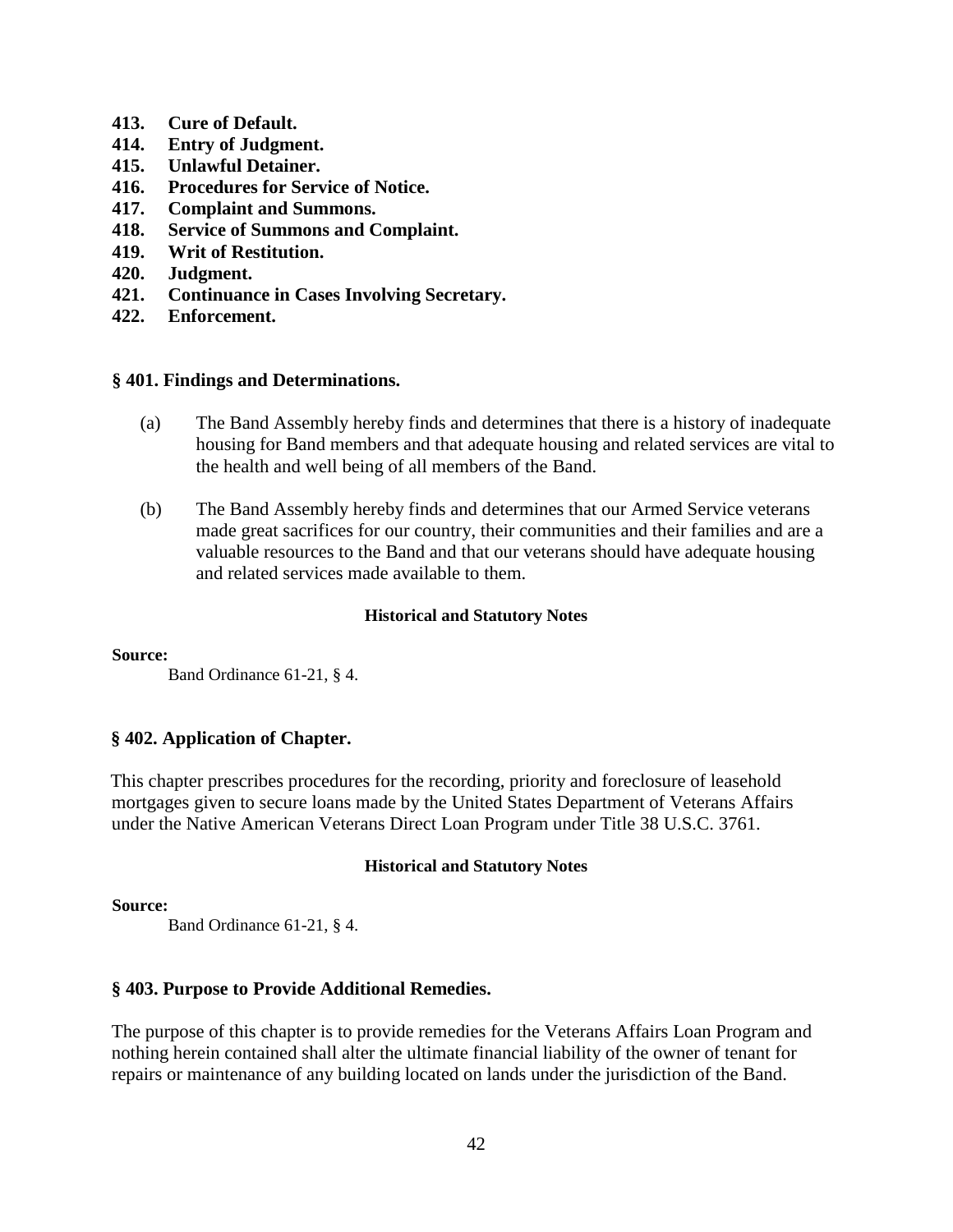**413. Cure of Default.**
**414. Entry of Judgment.**
**415. Unlawful Detainer.**
**416. Procedures for Service of Notice.**
**417. Complaint and Summons.**
**418. Service of Summons and Complaint.**
**419. Writ of Restitution.**
**420. Judgment.**
**421. Continuance in Cases Involving Secretary.**
**422. Enforcement.**

## § 401. Findings and Determinations.

(a) The Band Assembly hereby finds and determines that there is a history of inadequate housing for Band members and that adequate housing and related services are vital to the health and well being of all members of the Band.

(b) The Band Assembly hereby finds and determines that our Armed Service veterans made great sacrifices for our country, their communities and their families and are a valuable resources to the Band and that our veterans should have adequate housing and related services made available to them.

**Historical and Statutory Notes**

**Source:**

Band Ordinance 61-21, § 4.

## § 402. Application of Chapter.

This chapter prescribes procedures for the recording, priority and foreclosure of leasehold mortgages given to secure loans made by the United States Department of Veterans Affairs under the Native American Veterans Direct Loan Program under Title 38 U.S.C. 3761.

**Historical and Statutory Notes**

**Source:**

Band Ordinance 61-21, § 4.

## § 403. Purpose to Provide Additional Remedies.

The purpose of this chapter is to provide remedies for the Veterans Affairs Loan Program and nothing herein contained shall alter the ultimate financial liability of the owner of tenant for repairs or maintenance of any building located on lands under the jurisdiction of the Band.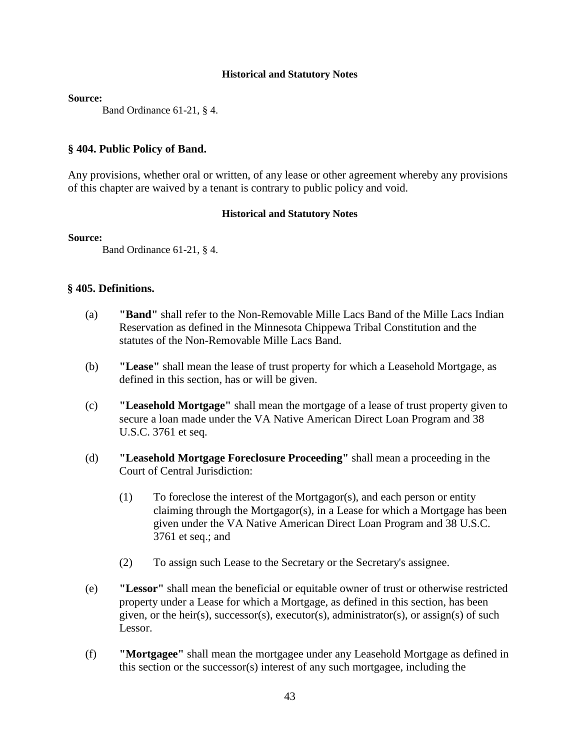#### Historical and Statutory Notes

**Source:**

Band Ordinance 61-21, § 4.

### § 404. Public Policy of Band.

Any provisions, whether oral or written, of any lease or other agreement whereby any provisions of this chapter are waived by a tenant is contrary to public policy and void.

#### Historical and Statutory Notes

**Source:**

Band Ordinance 61-21, § 4.

### § 405. Definitions.

(a) **"Band"** shall refer to the Non-Removable Mille Lacs Band of the Mille Lacs Indian Reservation as defined in the Minnesota Chippewa Tribal Constitution and the statutes of the Non-Removable Mille Lacs Band.

(b) **"Lease"** shall mean the lease of trust property for which a Leasehold Mortgage, as defined in this section, has or will be given.

(c) **"Leasehold Mortgage"** shall mean the mortgage of a lease of trust property given to secure a loan made under the VA Native American Direct Loan Program and 38 U.S.C. 3761 et seq.

(d) **"Leasehold Mortgage Foreclosure Proceeding"** shall mean a proceeding in the Court of Central Jurisdiction:

(1) To foreclose the interest of the Mortgagor(s), and each person or entity claiming through the Mortgagor(s), in a Lease for which a Mortgage has been given under the VA Native American Direct Loan Program and 38 U.S.C. 3761 et seq.; and

(2) To assign such Lease to the Secretary or the Secretary's assignee.

(e) **"Lessor"** shall mean the beneficial or equitable owner of trust or otherwise restricted property under a Lease for which a Mortgage, as defined in this section, has been given, or the heir(s), successor(s), executor(s), administrator(s), or assign(s) of such Lessor.

(f) **"Mortgagee"** shall mean the mortgagee under any Leasehold Mortgage as defined in this section or the successor(s) interest of any such mortgagee, including the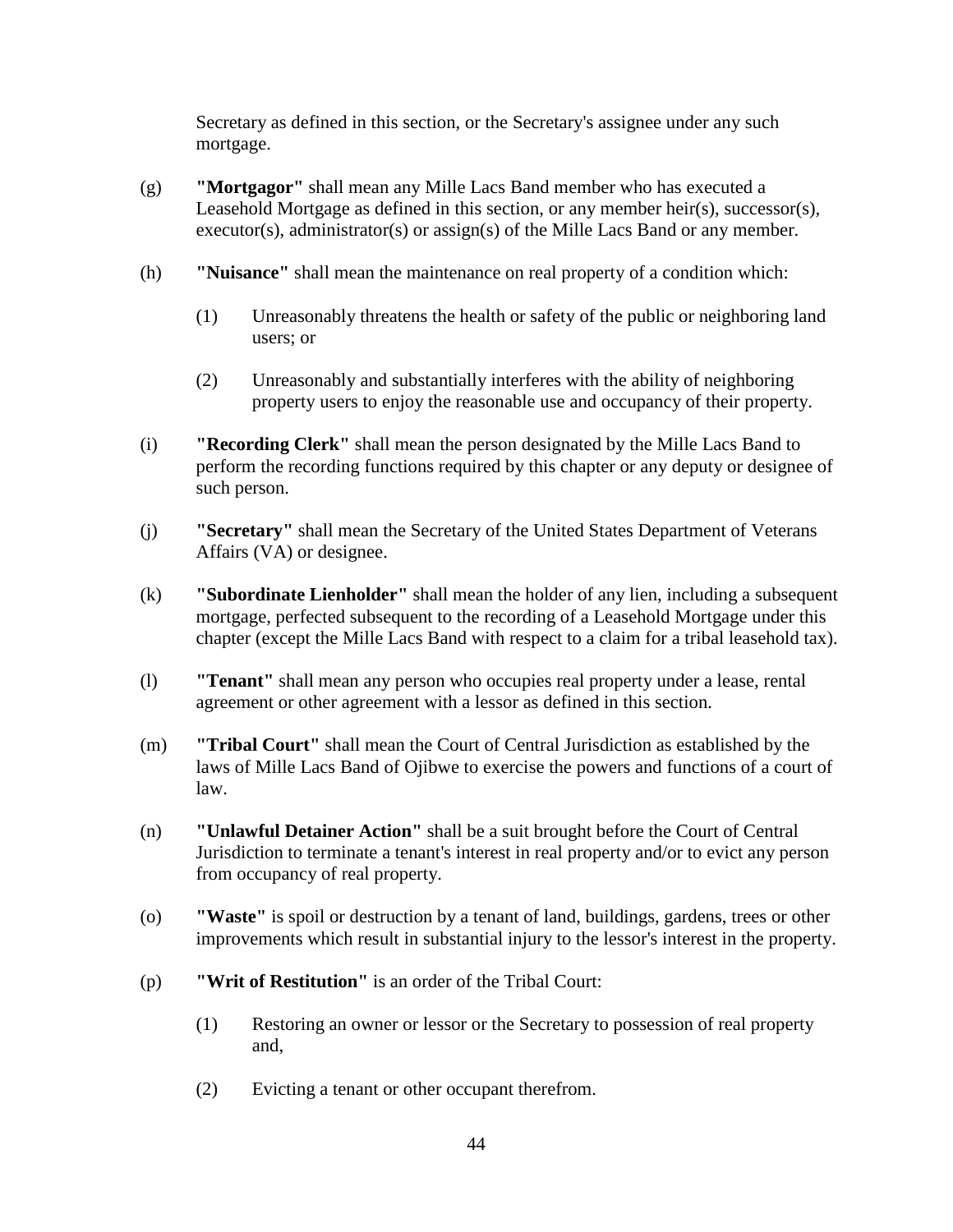Secretary as defined in this section, or the Secretary's assignee under any such mortgage.

(g) **"Mortgagor"** shall mean any Mille Lacs Band member who has executed a Leasehold Mortgage as defined in this section, or any member heir(s), successor(s), executor(s), administrator(s) or assign(s) of the Mille Lacs Band or any member.

(h) **"Nuisance"** shall mean the maintenance on real property of a condition which:

(1) Unreasonably threatens the health or safety of the public or neighboring land users; or

(2) Unreasonably and substantially interferes with the ability of neighboring property users to enjoy the reasonable use and occupancy of their property.

(i) **"Recording Clerk"** shall mean the person designated by the Mille Lacs Band to perform the recording functions required by this chapter or any deputy or designee of such person.

(j) **"Secretary"** shall mean the Secretary of the United States Department of Veterans Affairs (VA) or designee.

(k) **"Subordinate Lienholder"** shall mean the holder of any lien, including a subsequent mortgage, perfected subsequent to the recording of a Leasehold Mortgage under this chapter (except the Mille Lacs Band with respect to a claim for a tribal leasehold tax).

(l) **"Tenant"** shall mean any person who occupies real property under a lease, rental agreement or other agreement with a lessor as defined in this section.

(m) **"Tribal Court"** shall mean the Court of Central Jurisdiction as established by the laws of Mille Lacs Band of Ojibwe to exercise the powers and functions of a court of law.

(n) **"Unlawful Detainer Action"** shall be a suit brought before the Court of Central Jurisdiction to terminate a tenant's interest in real property and/or to evict any person from occupancy of real property.

(o) **"Waste"** is spoil or destruction by a tenant of land, buildings, gardens, trees or other improvements which result in substantial injury to the lessor's interest in the property.

(p) **"Writ of Restitution"** is an order of the Tribal Court:

(1) Restoring an owner or lessor or the Secretary to possession of real property and,

(2) Evicting a tenant or other occupant therefrom.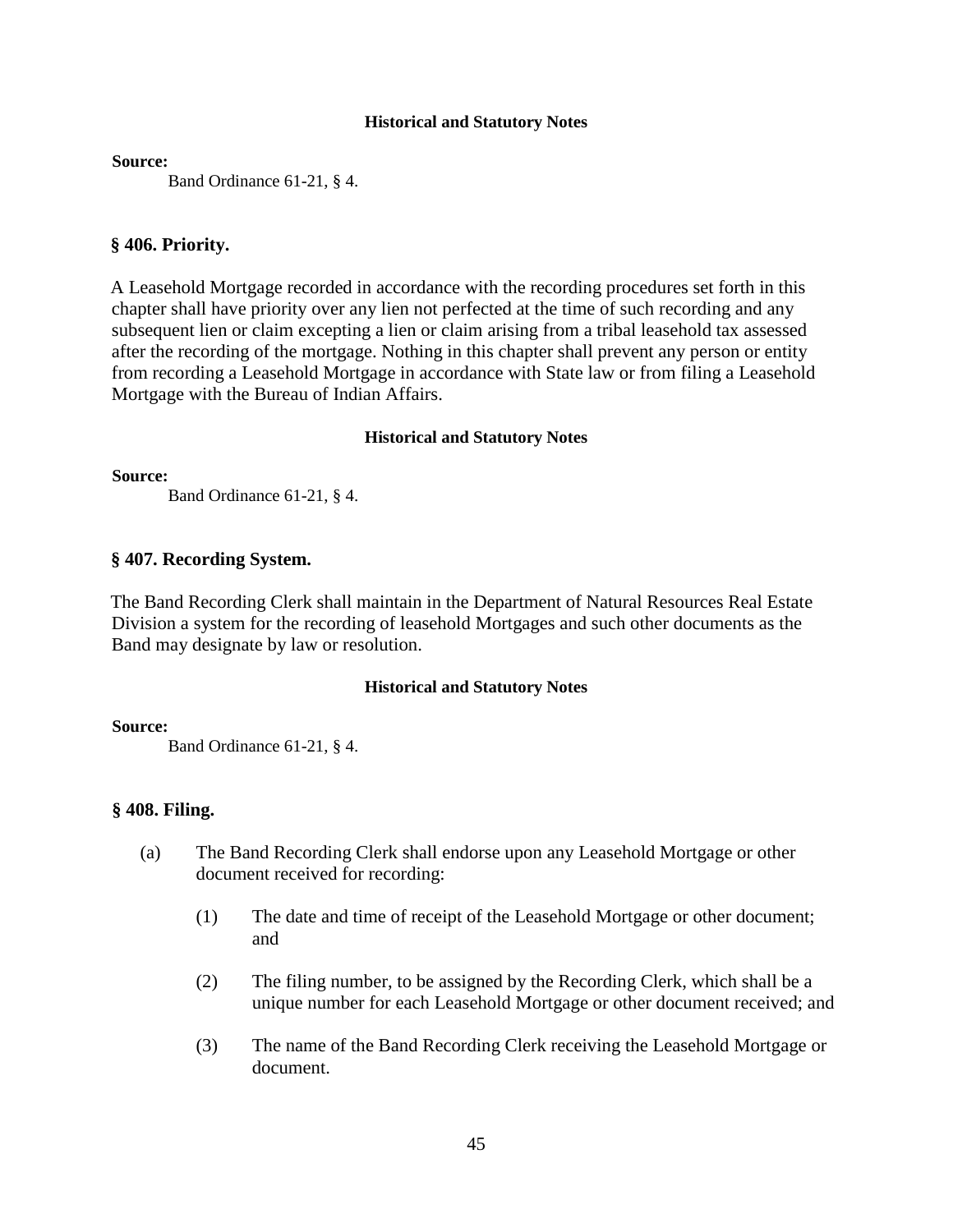#### Historical and Statutory Notes

**Source:**

Band Ordinance 61-21, § 4.

### § 406. Priority.

A Leasehold Mortgage recorded in accordance with the recording procedures set forth in this chapter shall have priority over any lien not perfected at the time of such recording and any subsequent lien or claim excepting a lien or claim arising from a tribal leasehold tax assessed after the recording of the mortgage. Nothing in this chapter shall prevent any person or entity from recording a Leasehold Mortgage in accordance with State law or from filing a Leasehold Mortgage with the Bureau of Indian Affairs.

#### Historical and Statutory Notes

**Source:**

Band Ordinance 61-21, § 4.

### § 407. Recording System.

The Band Recording Clerk shall maintain in the Department of Natural Resources Real Estate Division a system for the recording of leasehold Mortgages and such other documents as the Band may designate by law or resolution.

#### Historical and Statutory Notes

**Source:**

Band Ordinance 61-21, § 4.

### § 408. Filing.

(a) The Band Recording Clerk shall endorse upon any Leasehold Mortgage or other document received for recording:

(1) The date and time of receipt of the Leasehold Mortgage or other document; and

(2) The filing number, to be assigned by the Recording Clerk, which shall be a unique number for each Leasehold Mortgage or other document received; and

(3) The name of the Band Recording Clerk receiving the Leasehold Mortgage or document.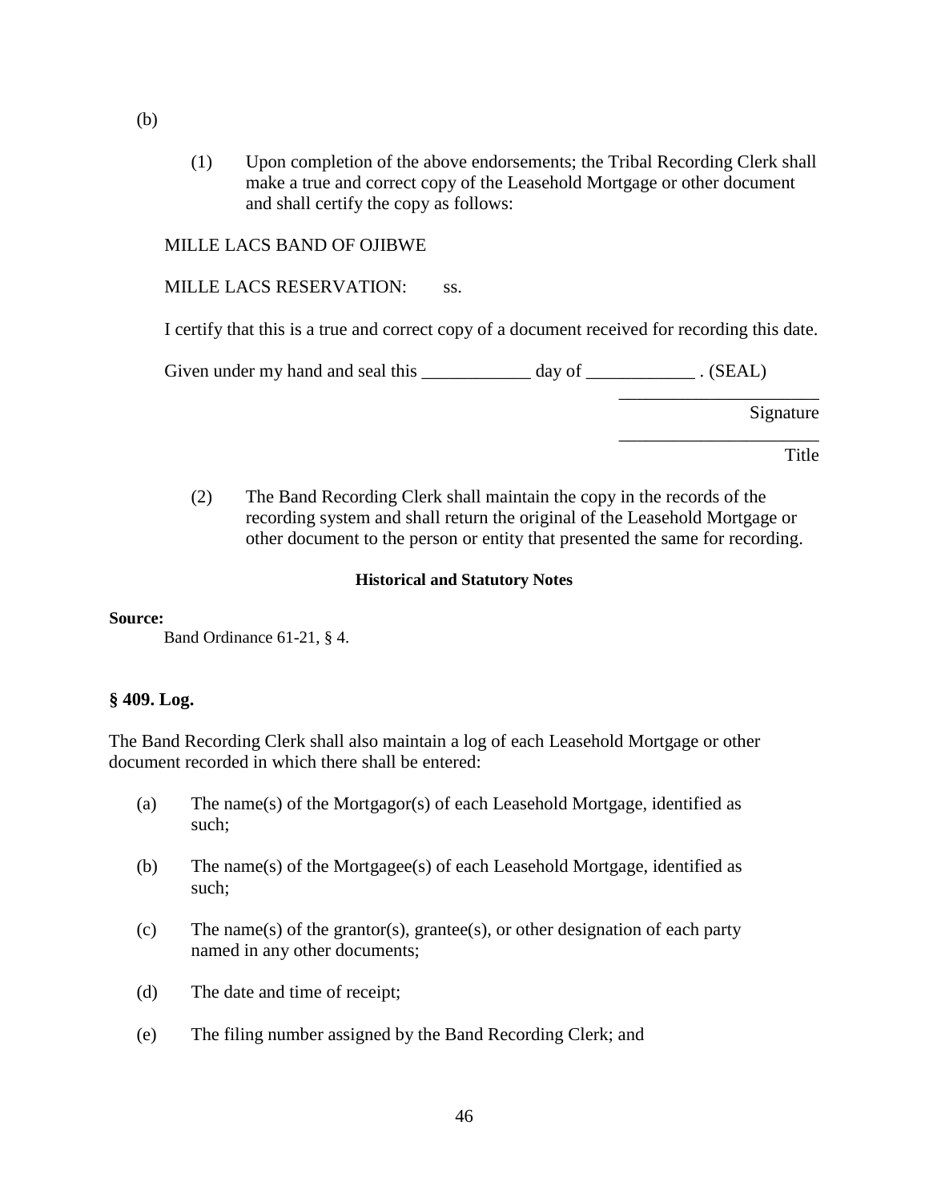(b)

(1) Upon completion of the above endorsements; the Tribal Recording Clerk shall make a true and correct copy of the Leasehold Mortgage or other document and shall certify the copy as follows:

MILLE LACS BAND OF OJIBWE

MILLE LACS RESERVATION: ss.

I certify that this is a true and correct copy of a document received for recording this date.

Given under my hand and seal this ____________ day of ____________ . (SEAL)

______________________
Signature

______________________
Title

(2) The Band Recording Clerk shall maintain the copy in the records of the recording system and shall return the original of the Leasehold Mortgage or other document to the person or entity that presented the same for recording.

**Historical and Statutory Notes**

**Source:**
Band Ordinance 61-21, § 4.

**§ 409. Log.**

The Band Recording Clerk shall also maintain a log of each Leasehold Mortgage or other document recorded in which there shall be entered:

(a) The name(s) of the Mortgagor(s) of each Leasehold Mortgage, identified as such;

(b) The name(s) of the Mortgagee(s) of each Leasehold Mortgage, identified as such;

(c) The name(s) of the grantor(s), grantee(s), or other designation of each party named in any other documents;

(d) The date and time of receipt;

(e) The filing number assigned by the Band Recording Clerk; and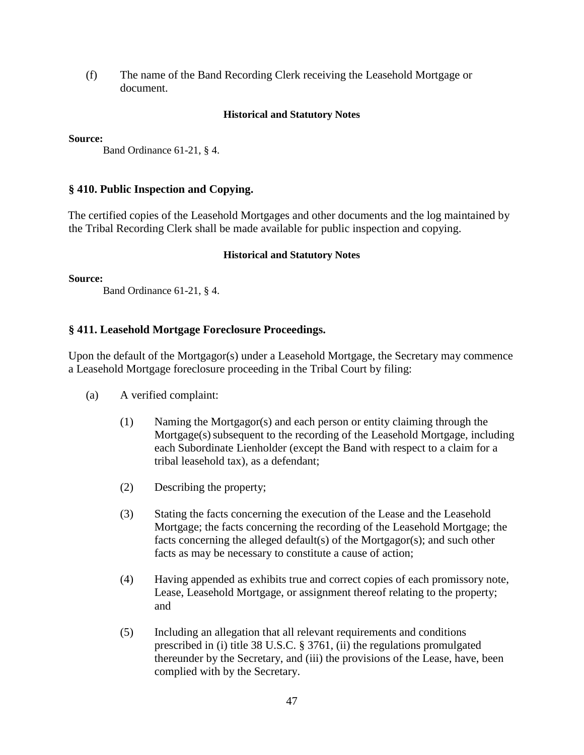(f) The name of the Band Recording Clerk receiving the Leasehold Mortgage or document.

**Historical and Statutory Notes**

**Source:**
Band Ordinance 61-21, § 4.

### § 410. Public Inspection and Copying.

The certified copies of the Leasehold Mortgages and other documents and the log maintained by the Tribal Recording Clerk shall be made available for public inspection and copying.

**Historical and Statutory Notes**

**Source:**
Band Ordinance 61-21, § 4.

### § 411. Leasehold Mortgage Foreclosure Proceedings.

Upon the default of the Mortgagor(s) under a Leasehold Mortgage, the Secretary may commence a Leasehold Mortgage foreclosure proceeding in the Tribal Court by filing:

(a) A verified complaint:

(1) Naming the Mortgagor(s) and each person or entity claiming through the Mortgage(s) subsequent to the recording of the Leasehold Mortgage, including each Subordinate Lienholder (except the Band with respect to a claim for a tribal leasehold tax), as a defendant;

(2) Describing the property;

(3) Stating the facts concerning the execution of the Lease and the Leasehold Mortgage; the facts concerning the recording of the Leasehold Mortgage; the facts concerning the alleged default(s) of the Mortgagor(s); and such other facts as may be necessary to constitute a cause of action;

(4) Having appended as exhibits true and correct copies of each promissory note, Lease, Leasehold Mortgage, or assignment thereof relating to the property; and

(5) Including an allegation that all relevant requirements and conditions prescribed in (i) title 38 U.S.C. § 3761, (ii) the regulations promulgated thereunder by the Secretary, and (iii) the provisions of the Lease, have, been complied with by the Secretary.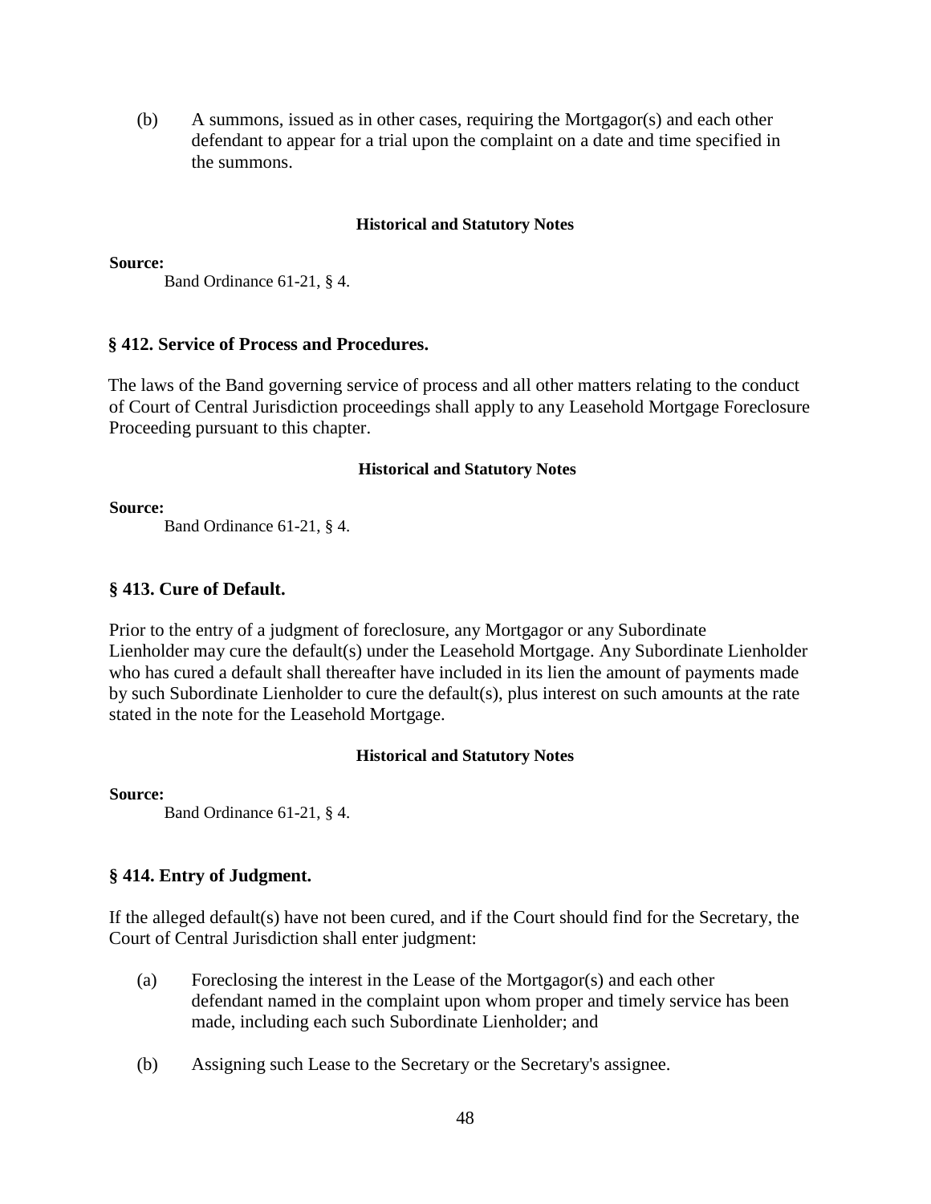(b) A summons, issued as in other cases, requiring the Mortgagor(s) and each other defendant to appear for a trial upon the complaint on a date and time specified in the summons.

**Historical and Statutory Notes**

**Source:**
Band Ordinance 61-21, § 4.

### § 412. Service of Process and Procedures.

The laws of the Band governing service of process and all other matters relating to the conduct of Court of Central Jurisdiction proceedings shall apply to any Leasehold Mortgage Foreclosure Proceeding pursuant to this chapter.

**Historical and Statutory Notes**

**Source:**
Band Ordinance 61-21, § 4.

### § 413. Cure of Default.

Prior to the entry of a judgment of foreclosure, any Mortgagor or any Subordinate Lienholder may cure the default(s) under the Leasehold Mortgage. Any Subordinate Lienholder who has cured a default shall thereafter have included in its lien the amount of payments made by such Subordinate Lienholder to cure the default(s), plus interest on such amounts at the rate stated in the note for the Leasehold Mortgage.

**Historical and Statutory Notes**

**Source:**
Band Ordinance 61-21, § 4.

### § 414. Entry of Judgment.

If the alleged default(s) have not been cured, and if the Court should find for the Secretary, the Court of Central Jurisdiction shall enter judgment:

(a) Foreclosing the interest in the Lease of the Mortgagor(s) and each other defendant named in the complaint upon whom proper and timely service has been made, including each such Subordinate Lienholder; and

(b) Assigning such Lease to the Secretary or the Secretary's assignee.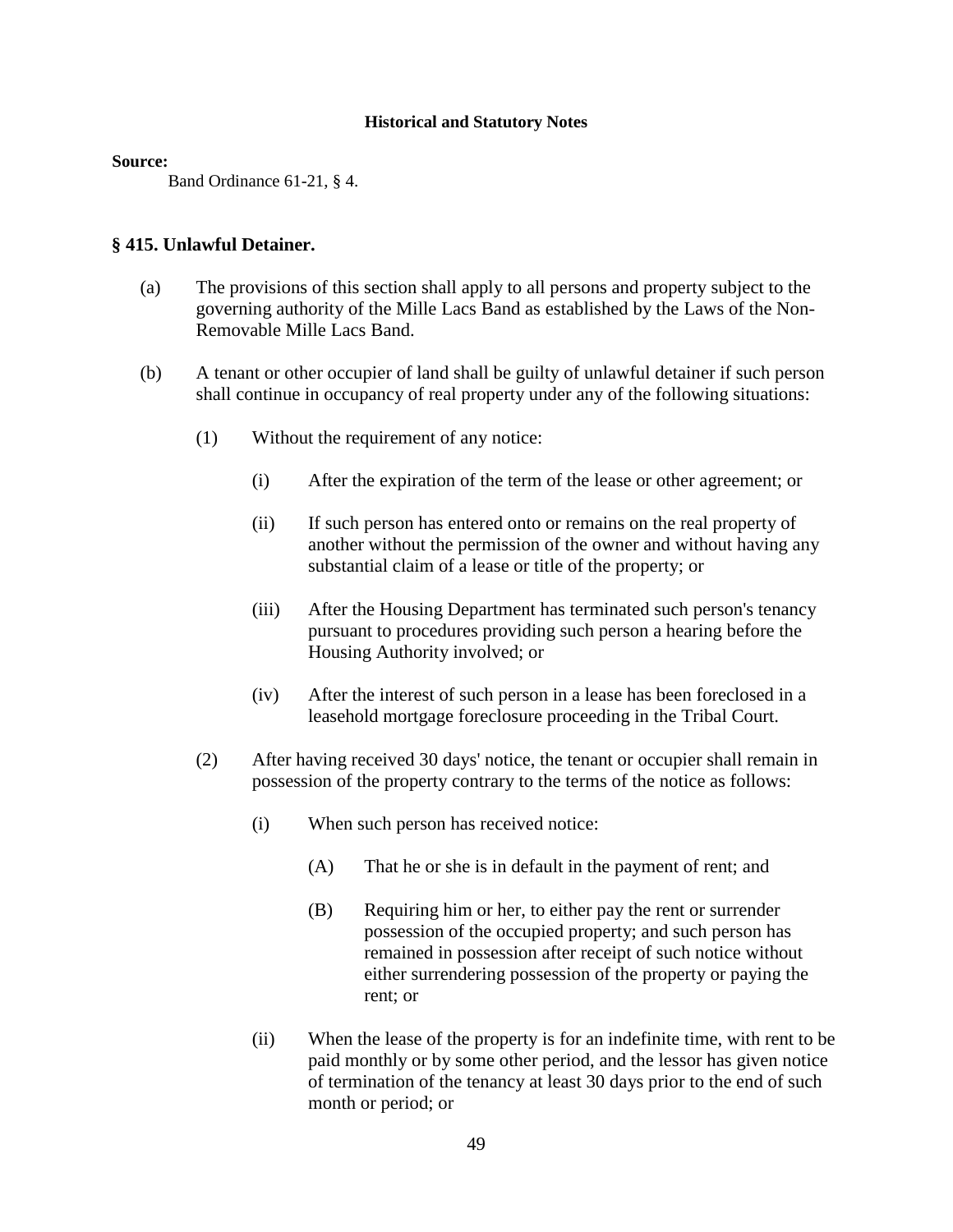**Historical and Statutory Notes**

**Source:**

Band Ordinance 61-21, § 4.

## § 415. Unlawful Detainer.

(a) The provisions of this section shall apply to all persons and property subject to the governing authority of the Mille Lacs Band as established by the Laws of the Non-Removable Mille Lacs Band.

(b) A tenant or other occupier of land shall be guilty of unlawful detainer if such person shall continue in occupancy of real property under any of the following situations:

(1) Without the requirement of any notice:

(i) After the expiration of the term of the lease or other agreement; or

(ii) If such person has entered onto or remains on the real property of another without the permission of the owner and without having any substantial claim of a lease or title of the property; or

(iii) After the Housing Department has terminated such person's tenancy pursuant to procedures providing such person a hearing before the Housing Authority involved; or

(iv) After the interest of such person in a lease has been foreclosed in a leasehold mortgage foreclosure proceeding in the Tribal Court.

(2) After having received 30 days' notice, the tenant or occupier shall remain in possession of the property contrary to the terms of the notice as follows:

(i) When such person has received notice:

(A) That he or she is in default in the payment of rent; and

(B) Requiring him or her, to either pay the rent or surrender possession of the occupied property; and such person has remained in possession after receipt of such notice without either surrendering possession of the property or paying the rent; or

(ii) When the lease of the property is for an indefinite time, with rent to be paid monthly or by some other period, and the lessor has given notice of termination of the tenancy at least 30 days prior to the end of such month or period; or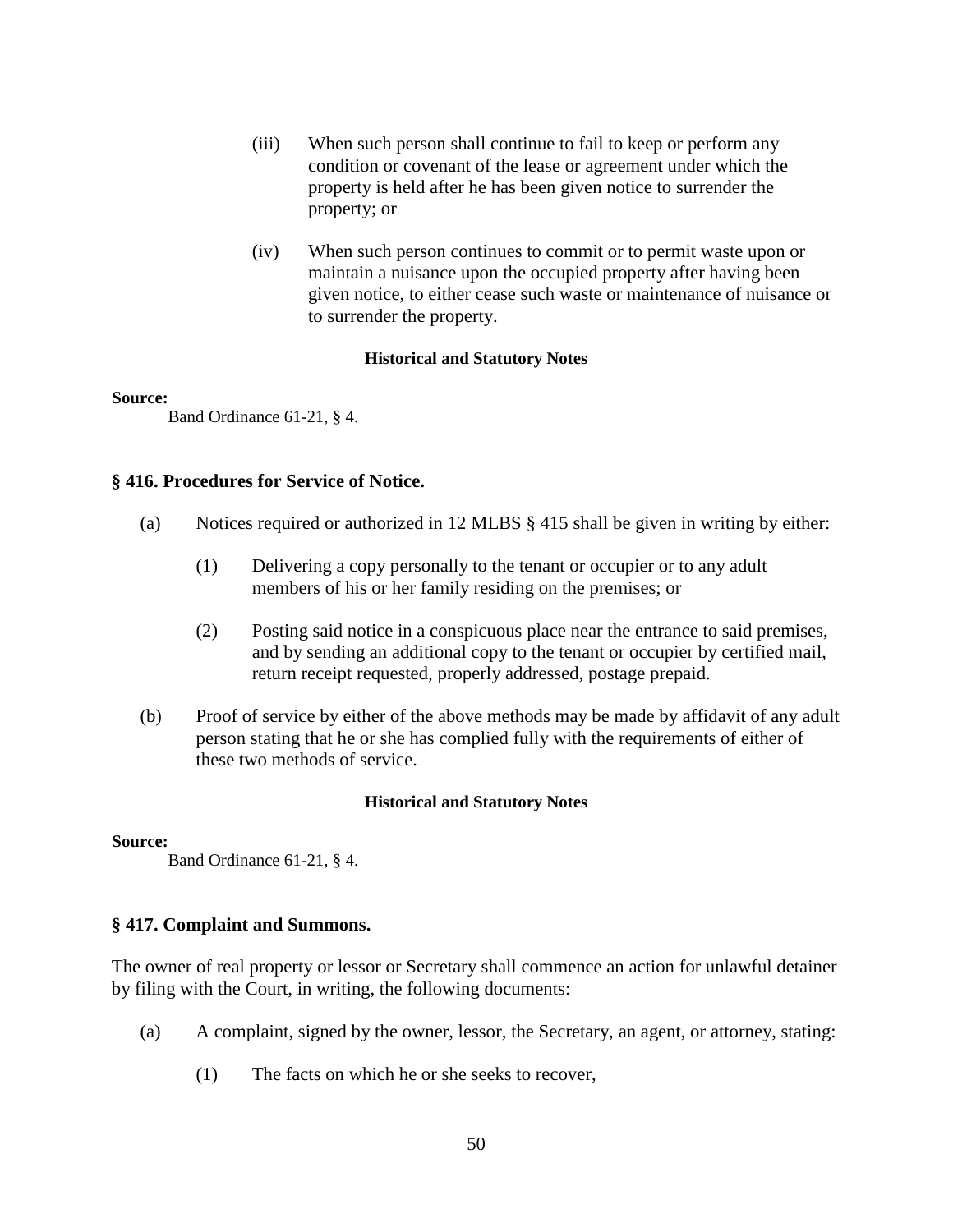(iii) When such person shall continue to fail to keep or perform any condition or covenant of the lease or agreement under which the property is held after he has been given notice to surrender the property; or

(iv) When such person continues to commit or to permit waste upon or maintain a nuisance upon the occupied property after having been given notice, to either cease such waste or maintenance of nuisance or to surrender the property.

**Historical and Statutory Notes**

**Source:**

Band Ordinance 61-21, § 4.

### § 416. Procedures for Service of Notice.

(a) Notices required or authorized in 12 MLBS § 415 shall be given in writing by either:

(1) Delivering a copy personally to the tenant or occupier or to any adult members of his or her family residing on the premises; or

(2) Posting said notice in a conspicuous place near the entrance to said premises, and by sending an additional copy to the tenant or occupier by certified mail, return receipt requested, properly addressed, postage prepaid.

(b) Proof of service by either of the above methods may be made by affidavit of any adult person stating that he or she has complied fully with the requirements of either of these two methods of service.

**Historical and Statutory Notes**

**Source:**

Band Ordinance 61-21, § 4.

### § 417. Complaint and Summons.

The owner of real property or lessor or Secretary shall commence an action for unlawful detainer by filing with the Court, in writing, the following documents:

(a) A complaint, signed by the owner, lessor, the Secretary, an agent, or attorney, stating:

(1) The facts on which he or she seeks to recover,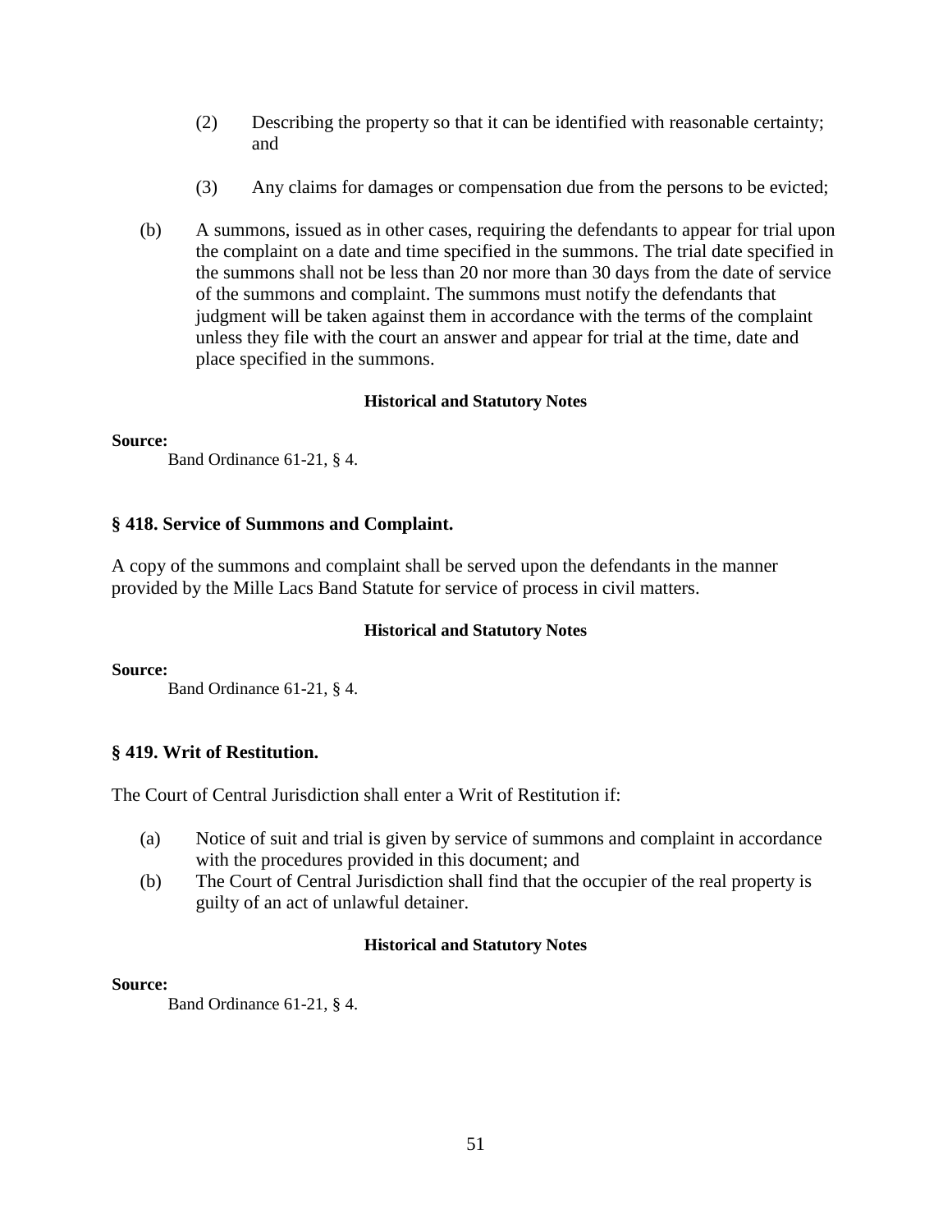(2) Describing the property so that it can be identified with reasonable certainty; and

(3) Any claims for damages or compensation due from the persons to be evicted;

(b) A summons, issued as in other cases, requiring the defendants to appear for trial upon the complaint on a date and time specified in the summons. The trial date specified in the summons shall not be less than 20 nor more than 30 days from the date of service of the summons and complaint. The summons must notify the defendants that judgment will be taken against them in accordance with the terms of the complaint unless they file with the court an answer and appear for trial at the time, date and place specified in the summons.

**Historical and Statutory Notes**

**Source:**

Band Ordinance 61-21, § 4.

### § 418. Service of Summons and Complaint.

A copy of the summons and complaint shall be served upon the defendants in the manner provided by the Mille Lacs Band Statute for service of process in civil matters.

**Historical and Statutory Notes**

**Source:**

Band Ordinance 61-21, § 4.

### § 419. Writ of Restitution.

The Court of Central Jurisdiction shall enter a Writ of Restitution if:

(a) Notice of suit and trial is given by service of summons and complaint in accordance with the procedures provided in this document; and

(b) The Court of Central Jurisdiction shall find that the occupier of the real property is guilty of an act of unlawful detainer.

**Historical and Statutory Notes**

**Source:**

Band Ordinance 61-21, § 4.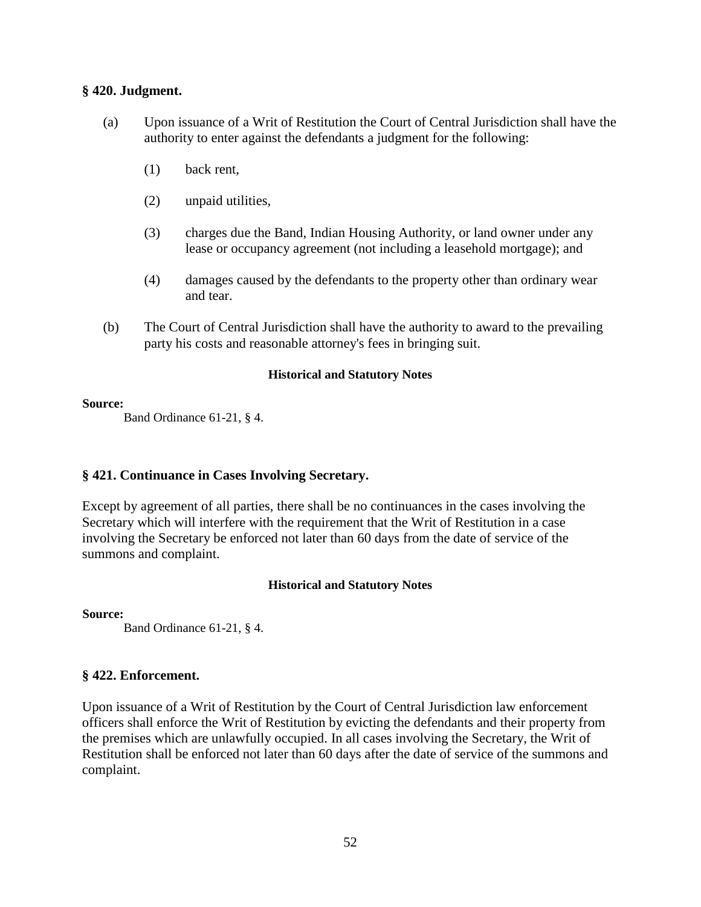### § 420. Judgment.

(a) Upon issuance of a Writ of Restitution the Court of Central Jurisdiction shall have the authority to enter against the defendants a judgment for the following:

(1) back rent,

(2) unpaid utilities,

(3) charges due the Band, Indian Housing Authority, or land owner under any lease or occupancy agreement (not including a leasehold mortgage); and

(4) damages caused by the defendants to the property other than ordinary wear and tear.

(b) The Court of Central Jurisdiction shall have the authority to award to the prevailing party his costs and reasonable attorney's fees in bringing suit.

**Historical and Statutory Notes**

**Source:**
Band Ordinance 61-21, § 4.

### § 421. Continuance in Cases Involving Secretary.

Except by agreement of all parties, there shall be no continuances in the cases involving the Secretary which will interfere with the requirement that the Writ of Restitution in a case involving the Secretary be enforced not later than 60 days from the date of service of the summons and complaint.

**Historical and Statutory Notes**

**Source:**
Band Ordinance 61-21, § 4.

### § 422. Enforcement.

Upon issuance of a Writ of Restitution by the Court of Central Jurisdiction law enforcement officers shall enforce the Writ of Restitution by evicting the defendants and their property from the premises which are unlawfully occupied. In all cases involving the Secretary, the Writ of Restitution shall be enforced not later than 60 days after the date of service of the summons and complaint.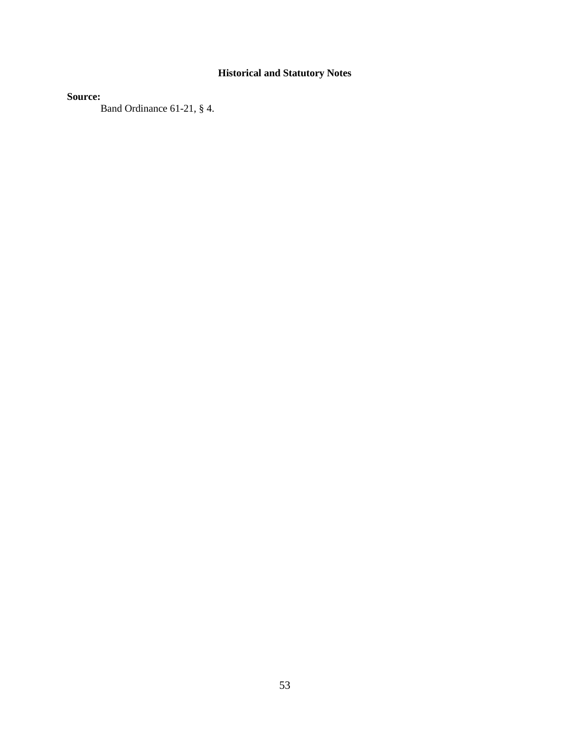**Historical and Statutory Notes**

**Source:**

Band Ordinance 61-21, § 4.